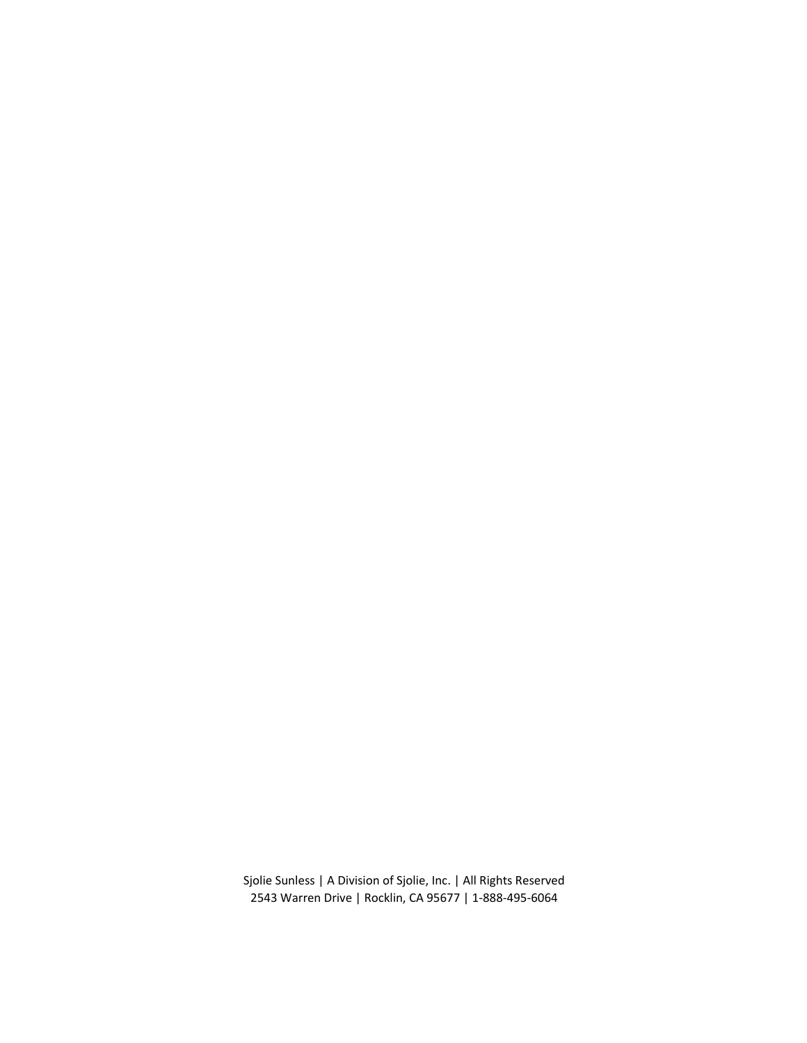Sjolie Sunless | A Division of Sjolie, Inc. | All Rights Reserved
2543 Warren Drive | Rocklin, CA 95677 | 1-888-495-6064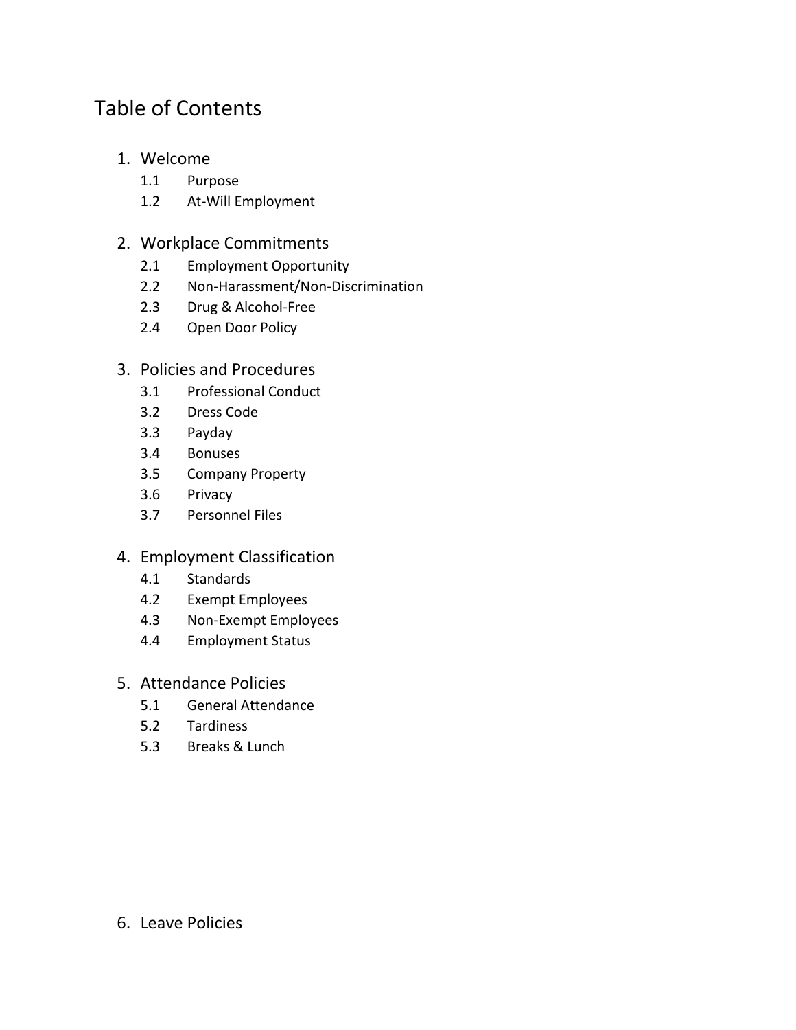# Table of Contents

1. Welcome
   - 1.1 Purpose
   - 1.2 At-Will Employment

2. Workplace Commitments
   - 2.1 Employment Opportunity
   - 2.2 Non-Harassment/Non-Discrimination
   - 2.3 Drug & Alcohol-Free
   - 2.4 Open Door Policy

3. Policies and Procedures
   - 3.1 Professional Conduct
   - 3.2 Dress Code
   - 3.3 Payday
   - 3.4 Bonuses
   - 3.5 Company Property
   - 3.6 Privacy
   - 3.7 Personnel Files

4. Employment Classification
   - 4.1 Standards
   - 4.2 Exempt Employees
   - 4.3 Non-Exempt Employees
   - 4.4 Employment Status

5. Attendance Policies
   - 5.1 General Attendance
   - 5.2 Tardiness
   - 5.3 Breaks & Lunch

6. Leave Policies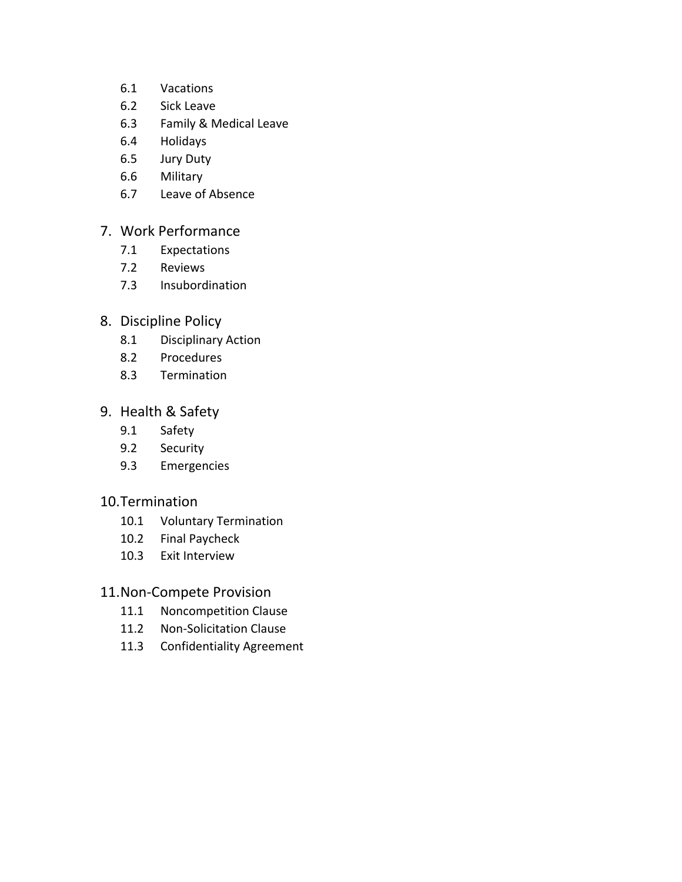- 6.1 Vacations
- 6.2 Sick Leave
- 6.3 Family & Medical Leave
- 6.4 Holidays
- 6.5 Jury Duty
- 6.6 Military
- 6.7 Leave of Absence

7. Work Performance
   - 7.1 Expectations
   - 7.2 Reviews
   - 7.3 Insubordination

8. Discipline Policy
   - 8.1 Disciplinary Action
   - 8.2 Procedures
   - 8.3 Termination

9. Health & Safety
   - 9.1 Safety
   - 9.2 Security
   - 9.3 Emergencies

10. Termination
    - 10.1 Voluntary Termination
    - 10.2 Final Paycheck
    - 10.3 Exit Interview

11. Non-Compete Provision
    - 11.1 Noncompetition Clause
    - 11.2 Non-Solicitation Clause
    - 11.3 Confidentiality Agreement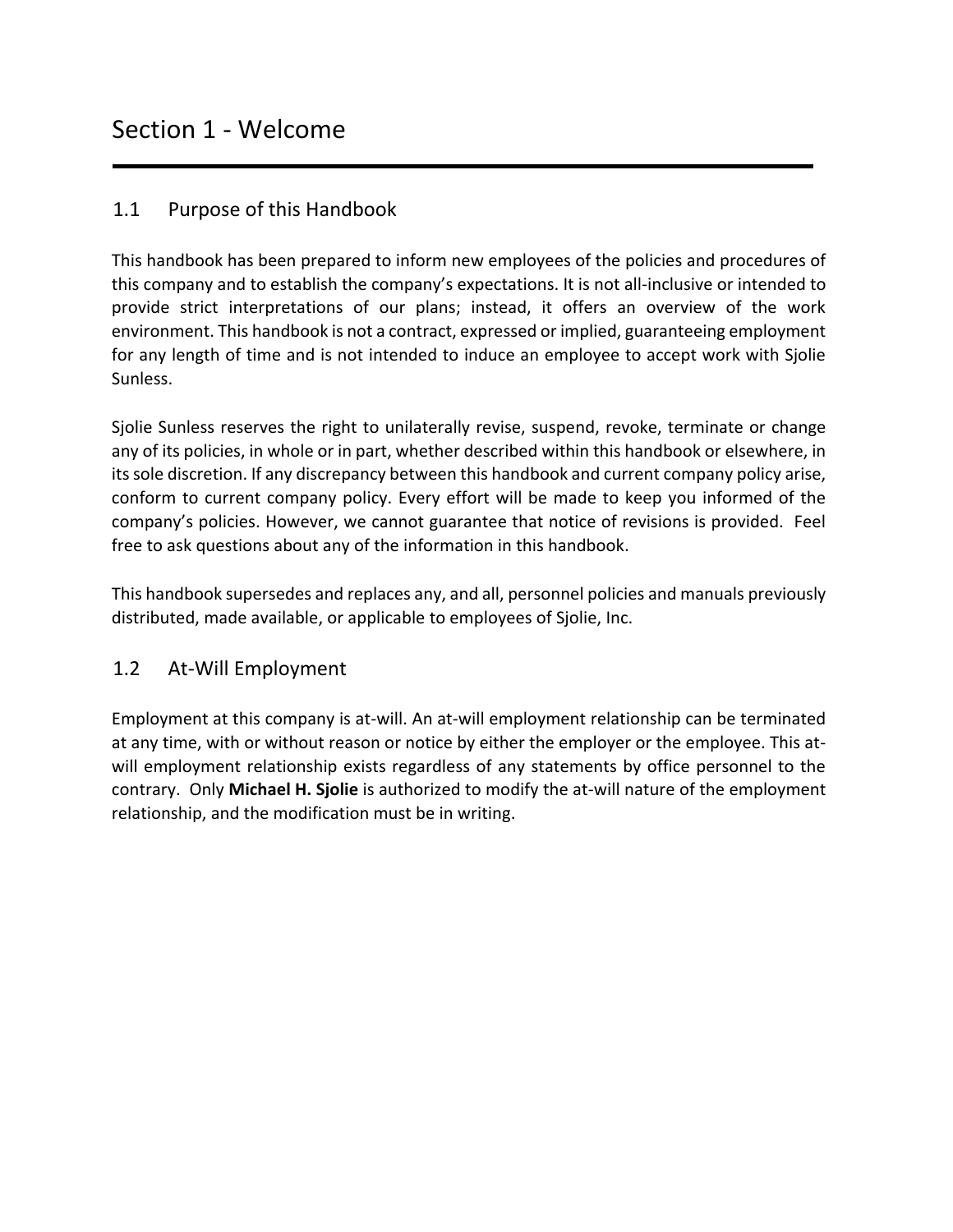# Section 1 - Welcome

## 1.1 Purpose of this Handbook

This handbook has been prepared to inform new employees of the policies and procedures of this company and to establish the company's expectations. It is not all-inclusive or intended to provide strict interpretations of our plans; instead, it offers an overview of the work environment. This handbook is not a contract, expressed or implied, guaranteeing employment for any length of time and is not intended to induce an employee to accept work with Sjolie Sunless.

Sjolie Sunless reserves the right to unilaterally revise, suspend, revoke, terminate or change any of its policies, in whole or in part, whether described within this handbook or elsewhere, in its sole discretion. If any discrepancy between this handbook and current company policy arise, conform to current company policy. Every effort will be made to keep you informed of the company's policies. However, we cannot guarantee that notice of revisions is provided. Feel free to ask questions about any of the information in this handbook.

This handbook supersedes and replaces any, and all, personnel policies and manuals previously distributed, made available, or applicable to employees of Sjolie, Inc.

## 1.2 At-Will Employment

Employment at this company is at-will. An at-will employment relationship can be terminated at any time, with or without reason or notice by either the employer or the employee. This at-will employment relationship exists regardless of any statements by office personnel to the contrary. Only **Michael H. Sjolie** is authorized to modify the at-will nature of the employment relationship, and the modification must be in writing.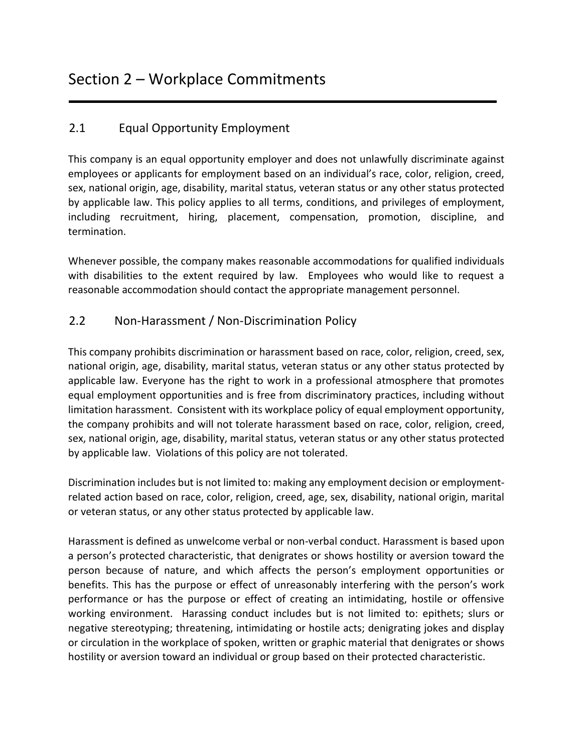# Section 2 – Workplace Commitments

## 2.1 Equal Opportunity Employment

This company is an equal opportunity employer and does not unlawfully discriminate against employees or applicants for employment based on an individual's race, color, religion, creed, sex, national origin, age, disability, marital status, veteran status or any other status protected by applicable law. This policy applies to all terms, conditions, and privileges of employment, including recruitment, hiring, placement, compensation, promotion, discipline, and termination.

Whenever possible, the company makes reasonable accommodations for qualified individuals with disabilities to the extent required by law. Employees who would like to request a reasonable accommodation should contact the appropriate management personnel.

## 2.2 Non-Harassment / Non-Discrimination Policy

This company prohibits discrimination or harassment based on race, color, religion, creed, sex, national origin, age, disability, marital status, veteran status or any other status protected by applicable law. Everyone has the right to work in a professional atmosphere that promotes equal employment opportunities and is free from discriminatory practices, including without limitation harassment. Consistent with its workplace policy of equal employment opportunity, the company prohibits and will not tolerate harassment based on race, color, religion, creed, sex, national origin, age, disability, marital status, veteran status or any other status protected by applicable law. Violations of this policy are not tolerated.

Discrimination includes but is not limited to: making any employment decision or employment-related action based on race, color, religion, creed, age, sex, disability, national origin, marital or veteran status, or any other status protected by applicable law.

Harassment is defined as unwelcome verbal or non-verbal conduct. Harassment is based upon a person's protected characteristic, that denigrates or shows hostility or aversion toward the person because of nature, and which affects the person's employment opportunities or benefits. This has the purpose or effect of unreasonably interfering with the person's work performance or has the purpose or effect of creating an intimidating, hostile or offensive working environment. Harassing conduct includes but is not limited to: epithets; slurs or negative stereotyping; threatening, intimidating or hostile acts; denigrating jokes and display or circulation in the workplace of spoken, written or graphic material that denigrates or shows hostility or aversion toward an individual or group based on their protected characteristic.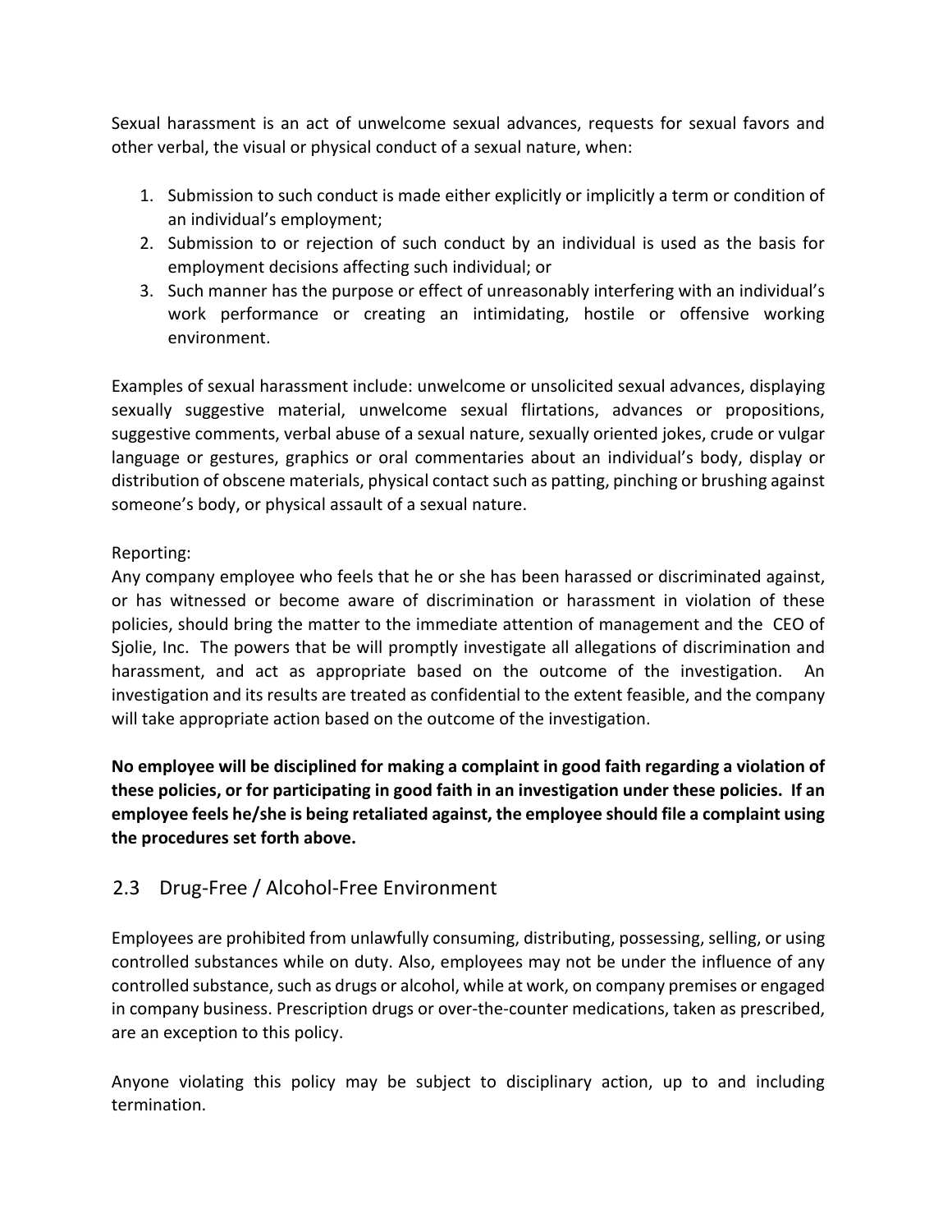Sexual harassment is an act of unwelcome sexual advances, requests for sexual favors and other verbal, the visual or physical conduct of a sexual nature, when:

1. Submission to such conduct is made either explicitly or implicitly a term or condition of an individual's employment;
2. Submission to or rejection of such conduct by an individual is used as the basis for employment decisions affecting such individual; or
3. Such manner has the purpose or effect of unreasonably interfering with an individual's work performance or creating an intimidating, hostile or offensive working environment.

Examples of sexual harassment include: unwelcome or unsolicited sexual advances, displaying sexually suggestive material, unwelcome sexual flirtations, advances or propositions, suggestive comments, verbal abuse of a sexual nature, sexually oriented jokes, crude or vulgar language or gestures, graphics or oral commentaries about an individual's body, display or distribution of obscene materials, physical contact such as patting, pinching or brushing against someone's body, or physical assault of a sexual nature.

Reporting:
Any company employee who feels that he or she has been harassed or discriminated against, or has witnessed or become aware of discrimination or harassment in violation of these policies, should bring the matter to the immediate attention of management and the CEO of Sjolie, Inc. The powers that be will promptly investigate all allegations of discrimination and harassment, and act as appropriate based on the outcome of the investigation. An investigation and its results are treated as confidential to the extent feasible, and the company will take appropriate action based on the outcome of the investigation.

**No employee will be disciplined for making a complaint in good faith regarding a violation of these policies, or for participating in good faith in an investigation under these policies. If an employee feels he/she is being retaliated against, the employee should file a complaint using the procedures set forth above.**

## 2.3 Drug-Free / Alcohol-Free Environment

Employees are prohibited from unlawfully consuming, distributing, possessing, selling, or using controlled substances while on duty. Also, employees may not be under the influence of any controlled substance, such as drugs or alcohol, while at work, on company premises or engaged in company business. Prescription drugs or over-the-counter medications, taken as prescribed, are an exception to this policy.

Anyone violating this policy may be subject to disciplinary action, up to and including termination.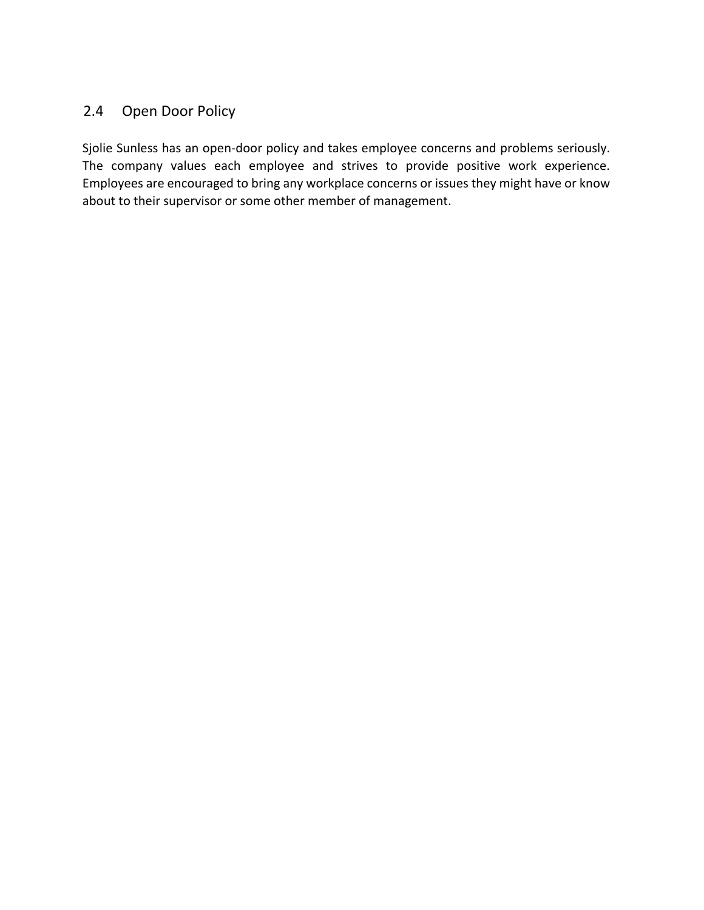## 2.4 Open Door Policy

Sjolie Sunless has an open-door policy and takes employee concerns and problems seriously. The company values each employee and strives to provide positive work experience. Employees are encouraged to bring any workplace concerns or issues they might have or know about to their supervisor or some other member of management.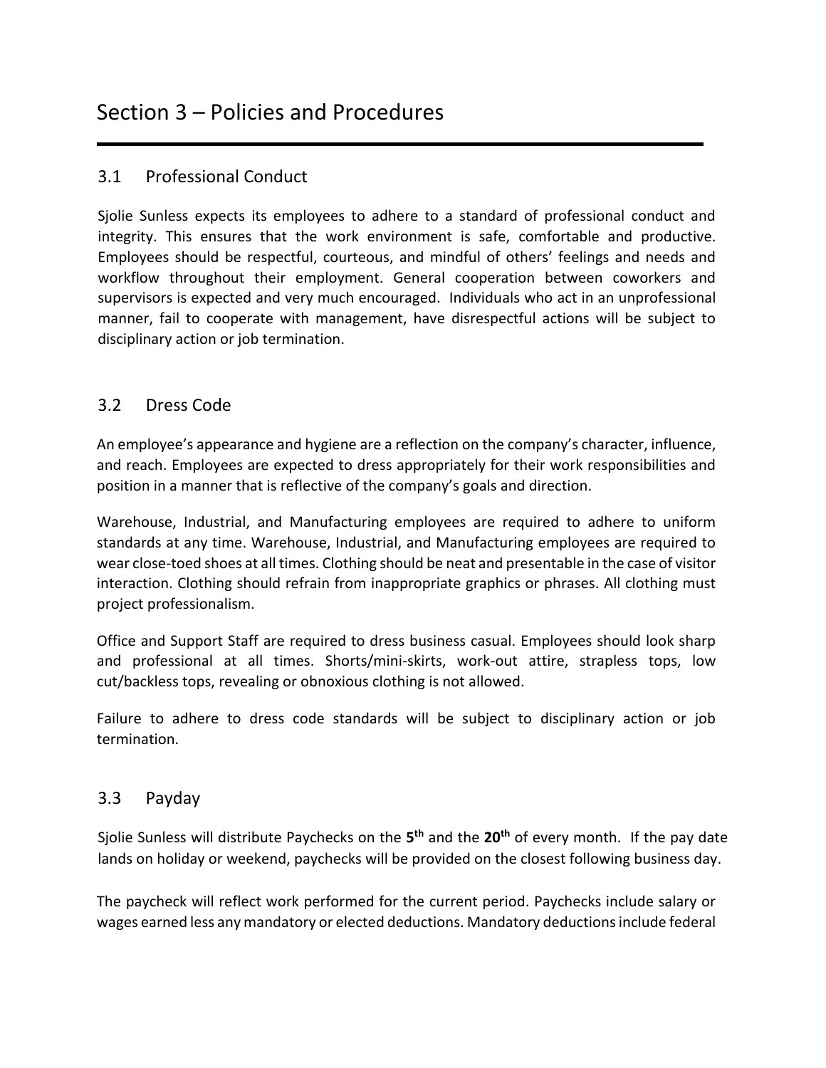# Section 3 – Policies and Procedures

## 3.1 Professional Conduct

Sjolie Sunless expects its employees to adhere to a standard of professional conduct and integrity. This ensures that the work environment is safe, comfortable and productive. Employees should be respectful, courteous, and mindful of others' feelings and needs and workflow throughout their employment. General cooperation between coworkers and supervisors is expected and very much encouraged. Individuals who act in an unprofessional manner, fail to cooperate with management, have disrespectful actions will be subject to disciplinary action or job termination.

## 3.2 Dress Code

An employee's appearance and hygiene are a reflection on the company's character, influence, and reach. Employees are expected to dress appropriately for their work responsibilities and position in a manner that is reflective of the company's goals and direction.

Warehouse, Industrial, and Manufacturing employees are required to adhere to uniform standards at any time. Warehouse, Industrial, and Manufacturing employees are required to wear close-toed shoes at all times. Clothing should be neat and presentable in the case of visitor interaction. Clothing should refrain from inappropriate graphics or phrases. All clothing must project professionalism.

Office and Support Staff are required to dress business casual. Employees should look sharp and professional at all times. Shorts/mini-skirts, work-out attire, strapless tops, low cut/backless tops, revealing or obnoxious clothing is not allowed.

Failure to adhere to dress code standards will be subject to disciplinary action or job termination.

## 3.3 Payday

Sjolie Sunless will distribute Paychecks on the **5th** and the **20th** of every month. If the pay date lands on holiday or weekend, paychecks will be provided on the closest following business day.

The paycheck will reflect work performed for the current period. Paychecks include salary or wages earned less any mandatory or elected deductions. Mandatory deductions include federal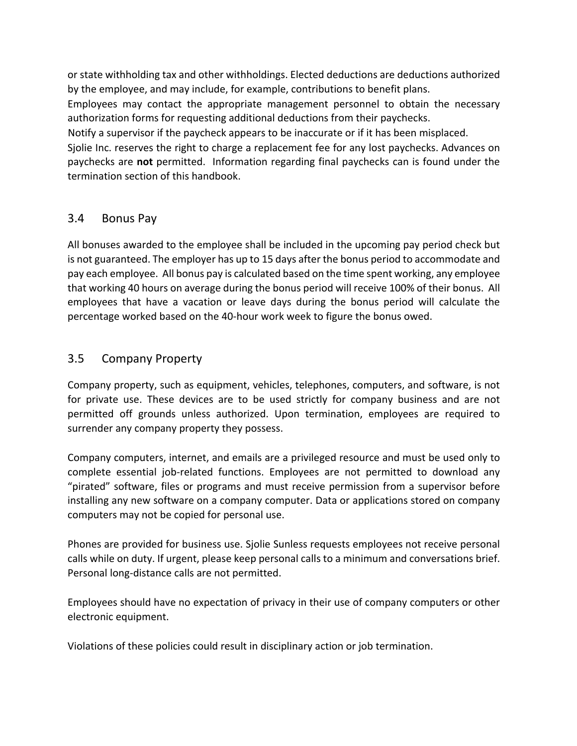or state withholding tax and other withholdings. Elected deductions are deductions authorized by the employee, and may include, for example, contributions to benefit plans.

Employees may contact the appropriate management personnel to obtain the necessary authorization forms for requesting additional deductions from their paychecks.

Notify a supervisor if the paycheck appears to be inaccurate or if it has been misplaced.

Sjolie Inc. reserves the right to charge a replacement fee for any lost paychecks. Advances on paychecks are **not** permitted. Information regarding final paychecks can is found under the termination section of this handbook.

## 3.4 Bonus Pay

All bonuses awarded to the employee shall be included in the upcoming pay period check but is not guaranteed. The employer has up to 15 days after the bonus period to accommodate and pay each employee. All bonus pay is calculated based on the time spent working, any employee that working 40 hours on average during the bonus period will receive 100% of their bonus. All employees that have a vacation or leave days during the bonus period will calculate the percentage worked based on the 40-hour work week to figure the bonus owed.

## 3.5 Company Property

Company property, such as equipment, vehicles, telephones, computers, and software, is not for private use. These devices are to be used strictly for company business and are not permitted off grounds unless authorized. Upon termination, employees are required to surrender any company property they possess.

Company computers, internet, and emails are a privileged resource and must be used only to complete essential job-related functions. Employees are not permitted to download any "pirated" software, files or programs and must receive permission from a supervisor before installing any new software on a company computer. Data or applications stored on company computers may not be copied for personal use.

Phones are provided for business use. Sjolie Sunless requests employees not receive personal calls while on duty. If urgent, please keep personal calls to a minimum and conversations brief. Personal long-distance calls are not permitted.

Employees should have no expectation of privacy in their use of company computers or other electronic equipment.

Violations of these policies could result in disciplinary action or job termination.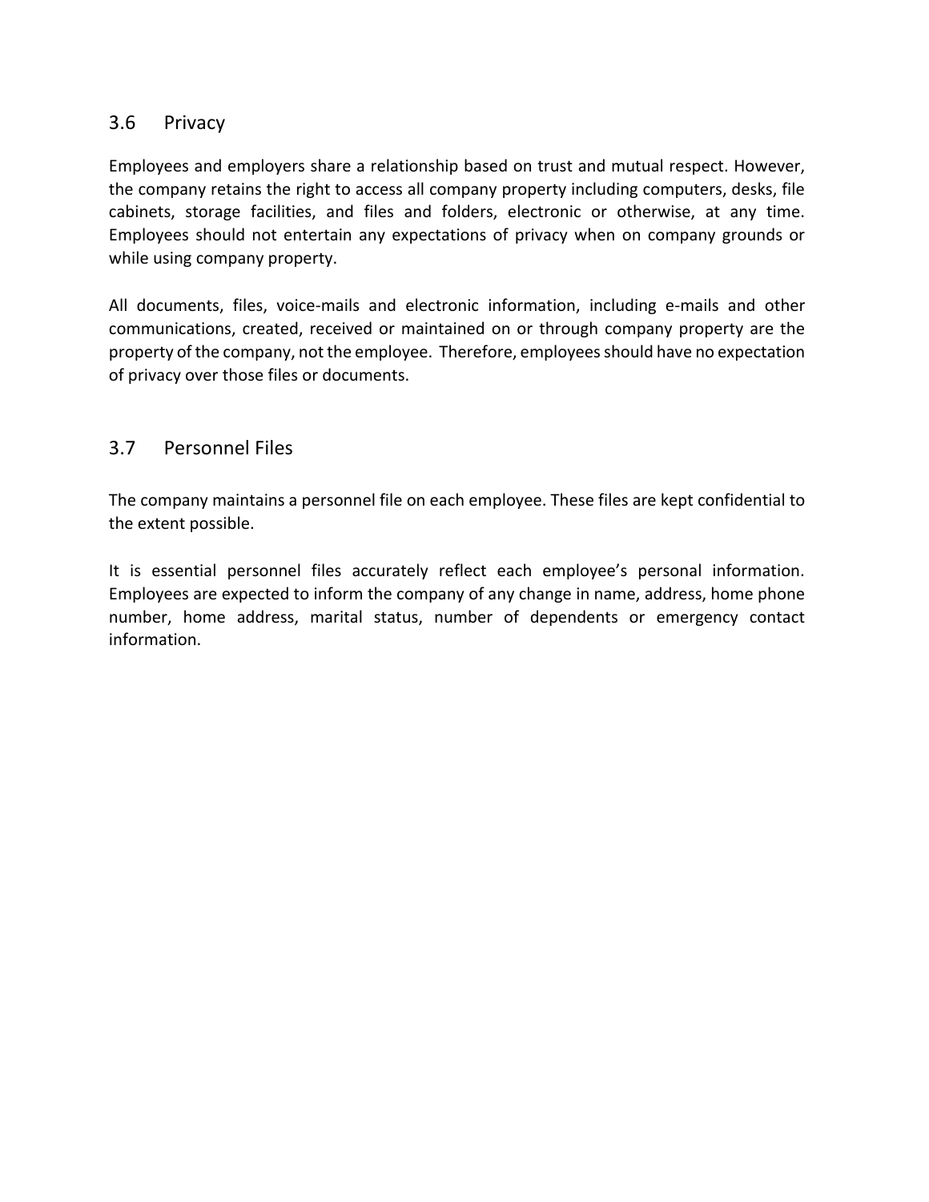## 3.6 Privacy

Employees and employers share a relationship based on trust and mutual respect. However, the company retains the right to access all company property including computers, desks, file cabinets, storage facilities, and files and folders, electronic or otherwise, at any time. Employees should not entertain any expectations of privacy when on company grounds or while using company property.

All documents, files, voice-mails and electronic information, including e-mails and other communications, created, received or maintained on or through company property are the property of the company, not the employee. Therefore, employees should have no expectation of privacy over those files or documents.

## 3.7 Personnel Files

The company maintains a personnel file on each employee. These files are kept confidential to the extent possible.

It is essential personnel files accurately reflect each employee's personal information. Employees are expected to inform the company of any change in name, address, home phone number, home address, marital status, number of dependents or emergency contact information.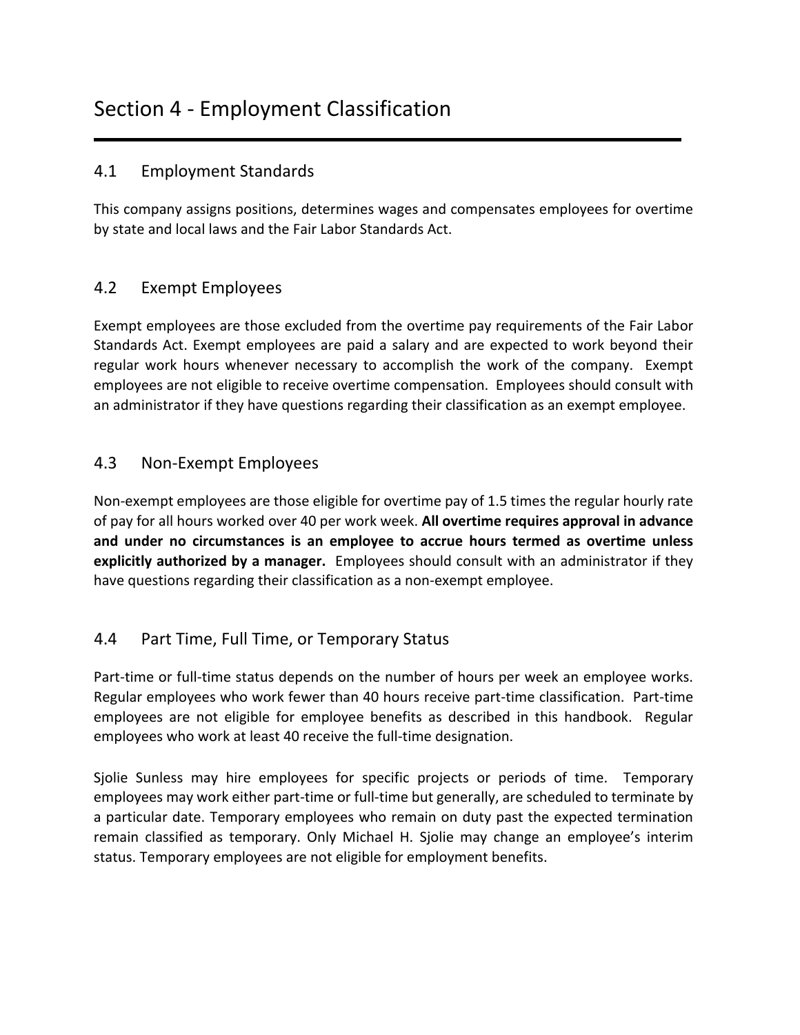# Section 4 - Employment Classification

## 4.1 Employment Standards

This company assigns positions, determines wages and compensates employees for overtime by state and local laws and the Fair Labor Standards Act.

## 4.2 Exempt Employees

Exempt employees are those excluded from the overtime pay requirements of the Fair Labor Standards Act. Exempt employees are paid a salary and are expected to work beyond their regular work hours whenever necessary to accomplish the work of the company. Exempt employees are not eligible to receive overtime compensation. Employees should consult with an administrator if they have questions regarding their classification as an exempt employee.

## 4.3 Non-Exempt Employees

Non-exempt employees are those eligible for overtime pay of 1.5 times the regular hourly rate of pay for all hours worked over 40 per work week. **All overtime requires approval in advance and under no circumstances is an employee to accrue hours termed as overtime unless explicitly authorized by a manager.** Employees should consult with an administrator if they have questions regarding their classification as a non-exempt employee.

## 4.4 Part Time, Full Time, or Temporary Status

Part-time or full-time status depends on the number of hours per week an employee works. Regular employees who work fewer than 40 hours receive part-time classification. Part-time employees are not eligible for employee benefits as described in this handbook. Regular employees who work at least 40 receive the full-time designation.

Sjolie Sunless may hire employees for specific projects or periods of time. Temporary employees may work either part-time or full-time but generally, are scheduled to terminate by a particular date. Temporary employees who remain on duty past the expected termination remain classified as temporary. Only Michael H. Sjolie may change an employee's interim status. Temporary employees are not eligible for employment benefits.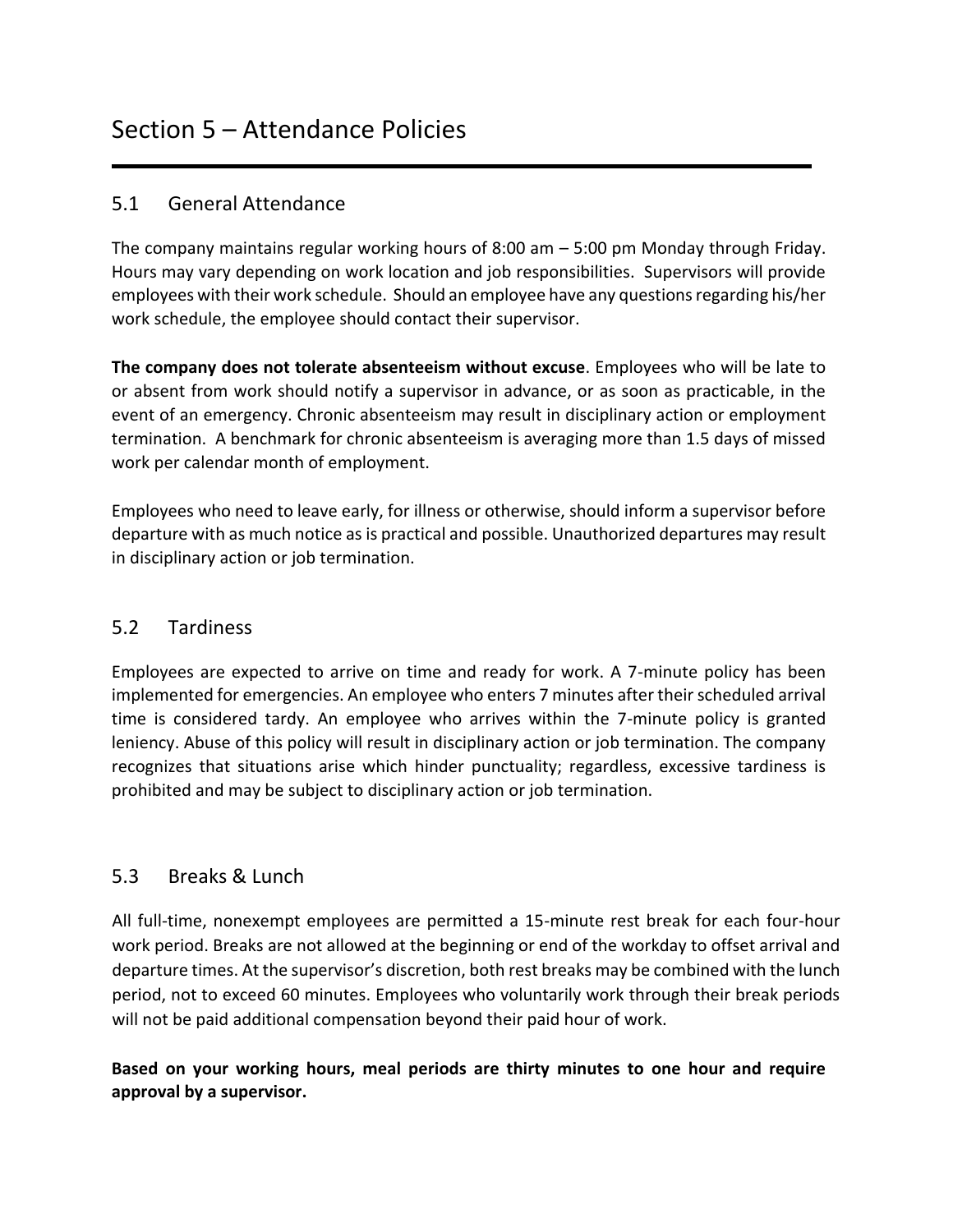# Section 5 – Attendance Policies

## 5.1 General Attendance

The company maintains regular working hours of 8:00 am – 5:00 pm Monday through Friday. Hours may vary depending on work location and job responsibilities. Supervisors will provide employees with their work schedule. Should an employee have any questions regarding his/her work schedule, the employee should contact their supervisor.

**The company does not tolerate absenteeism without excuse**. Employees who will be late to or absent from work should notify a supervisor in advance, or as soon as practicable, in the event of an emergency. Chronic absenteeism may result in disciplinary action or employment termination. A benchmark for chronic absenteeism is averaging more than 1.5 days of missed work per calendar month of employment.

Employees who need to leave early, for illness or otherwise, should inform a supervisor before departure with as much notice as is practical and possible. Unauthorized departures may result in disciplinary action or job termination.

## 5.2 Tardiness

Employees are expected to arrive on time and ready for work. A 7-minute policy has been implemented for emergencies. An employee who enters 7 minutes after their scheduled arrival time is considered tardy. An employee who arrives within the 7-minute policy is granted leniency. Abuse of this policy will result in disciplinary action or job termination. The company recognizes that situations arise which hinder punctuality; regardless, excessive tardiness is prohibited and may be subject to disciplinary action or job termination.

## 5.3 Breaks & Lunch

All full-time, nonexempt employees are permitted a 15-minute rest break for each four-hour work period. Breaks are not allowed at the beginning or end of the workday to offset arrival and departure times. At the supervisor's discretion, both rest breaks may be combined with the lunch period, not to exceed 60 minutes. Employees who voluntarily work through their break periods will not be paid additional compensation beyond their paid hour of work.

**Based on your working hours, meal periods are thirty minutes to one hour and require approval by a supervisor.**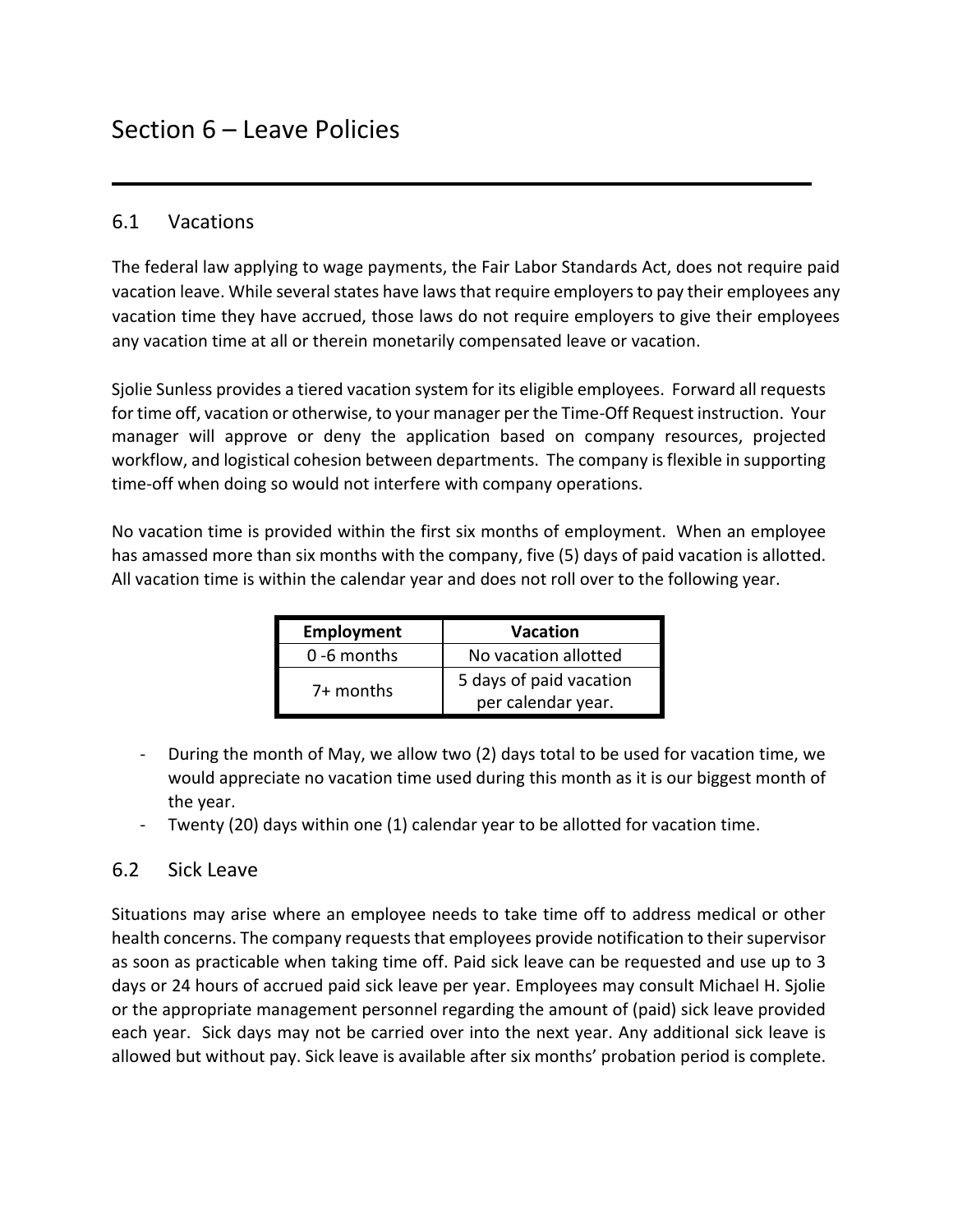# Section 6 – Leave Policies

## 6.1 Vacations

The federal law applying to wage payments, the Fair Labor Standards Act, does not require paid vacation leave. While several states have laws that require employers to pay their employees any vacation time they have accrued, those laws do not require employers to give their employees any vacation time at all or therein monetarily compensated leave or vacation.

Sjolie Sunless provides a tiered vacation system for its eligible employees. Forward all requests for time off, vacation or otherwise, to your manager per the Time-Off Request instruction. Your manager will approve or deny the application based on company resources, projected workflow, and logistical cohesion between departments. The company is flexible in supporting time-off when doing so would not interfere with company operations.

No vacation time is provided within the first six months of employment. When an employee has amassed more than six months with the company, five (5) days of paid vacation is allotted. All vacation time is within the calendar year and does not roll over to the following year.

| Employment | Vacation |
|---|---|
| 0 -6 months | No vacation allotted |
| 7+ months | 5 days of paid vacation per calendar year. |

- During the month of May, we allow two (2) days total to be used for vacation time, we would appreciate no vacation time used during this month as it is our biggest month of the year.
- Twenty (20) days within one (1) calendar year to be allotted for vacation time.

## 6.2 Sick Leave

Situations may arise where an employee needs to take time off to address medical or other health concerns. The company requests that employees provide notification to their supervisor as soon as practicable when taking time off. Paid sick leave can be requested and use up to 3 days or 24 hours of accrued paid sick leave per year. Employees may consult Michael H. Sjolie or the appropriate management personnel regarding the amount of (paid) sick leave provided each year. Sick days may not be carried over into the next year. Any additional sick leave is allowed but without pay. Sick leave is available after six months' probation period is complete.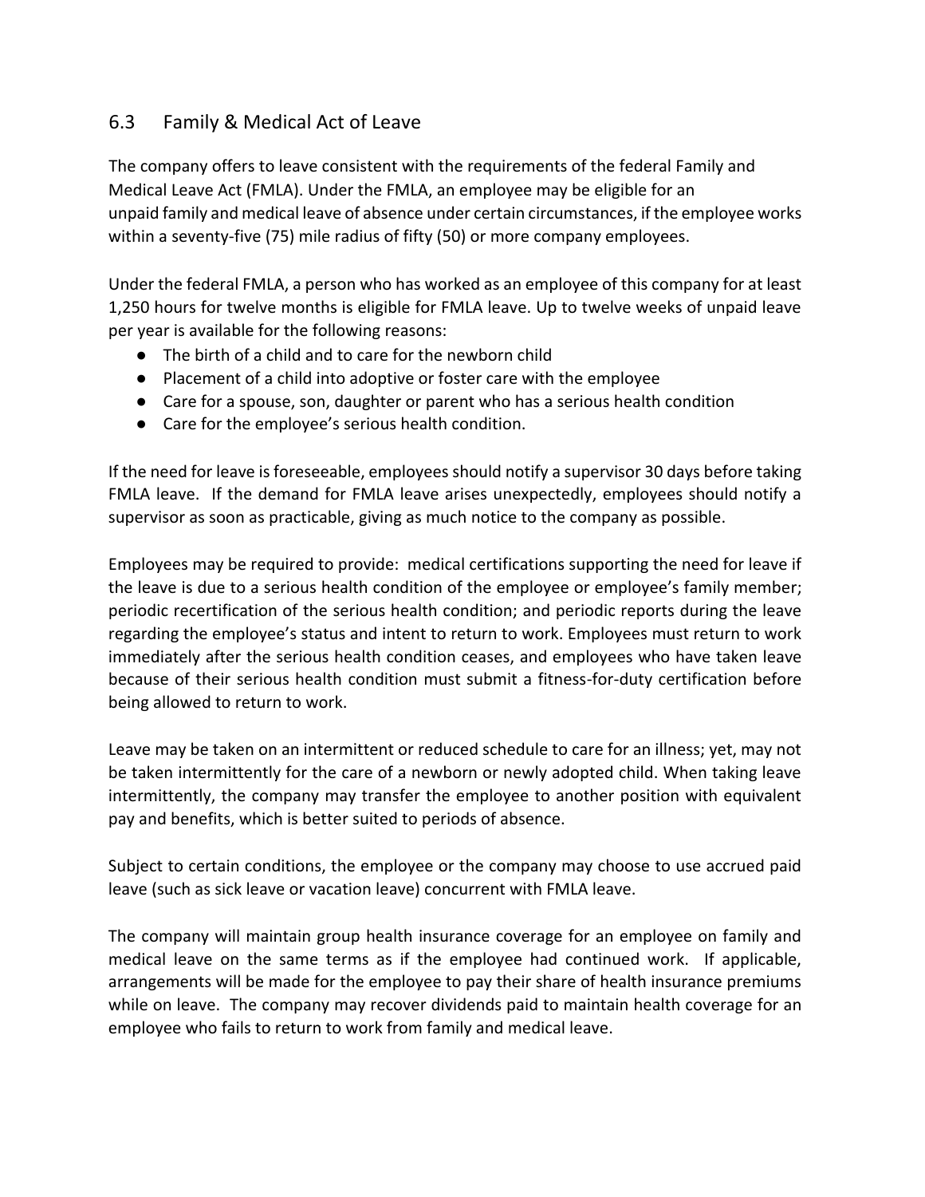## 6.3 Family & Medical Act of Leave

The company offers to leave consistent with the requirements of the federal Family and Medical Leave Act (FMLA). Under the FMLA, an employee may be eligible for an unpaid family and medical leave of absence under certain circumstances, if the employee works within a seventy-five (75) mile radius of fifty (50) or more company employees.

Under the federal FMLA, a person who has worked as an employee of this company for at least 1,250 hours for twelve months is eligible for FMLA leave. Up to twelve weeks of unpaid leave per year is available for the following reasons:

- The birth of a child and to care for the newborn child
- Placement of a child into adoptive or foster care with the employee
- Care for a spouse, son, daughter or parent who has a serious health condition
- Care for the employee's serious health condition.

If the need for leave is foreseeable, employees should notify a supervisor 30 days before taking FMLA leave. If the demand for FMLA leave arises unexpectedly, employees should notify a supervisor as soon as practicable, giving as much notice to the company as possible.

Employees may be required to provide: medical certifications supporting the need for leave if the leave is due to a serious health condition of the employee or employee's family member; periodic recertification of the serious health condition; and periodic reports during the leave regarding the employee's status and intent to return to work. Employees must return to work immediately after the serious health condition ceases, and employees who have taken leave because of their serious health condition must submit a fitness-for-duty certification before being allowed to return to work.

Leave may be taken on an intermittent or reduced schedule to care for an illness; yet, may not be taken intermittently for the care of a newborn or newly adopted child. When taking leave intermittently, the company may transfer the employee to another position with equivalent pay and benefits, which is better suited to periods of absence.

Subject to certain conditions, the employee or the company may choose to use accrued paid leave (such as sick leave or vacation leave) concurrent with FMLA leave.

The company will maintain group health insurance coverage for an employee on family and medical leave on the same terms as if the employee had continued work. If applicable, arrangements will be made for the employee to pay their share of health insurance premiums while on leave. The company may recover dividends paid to maintain health coverage for an employee who fails to return to work from family and medical leave.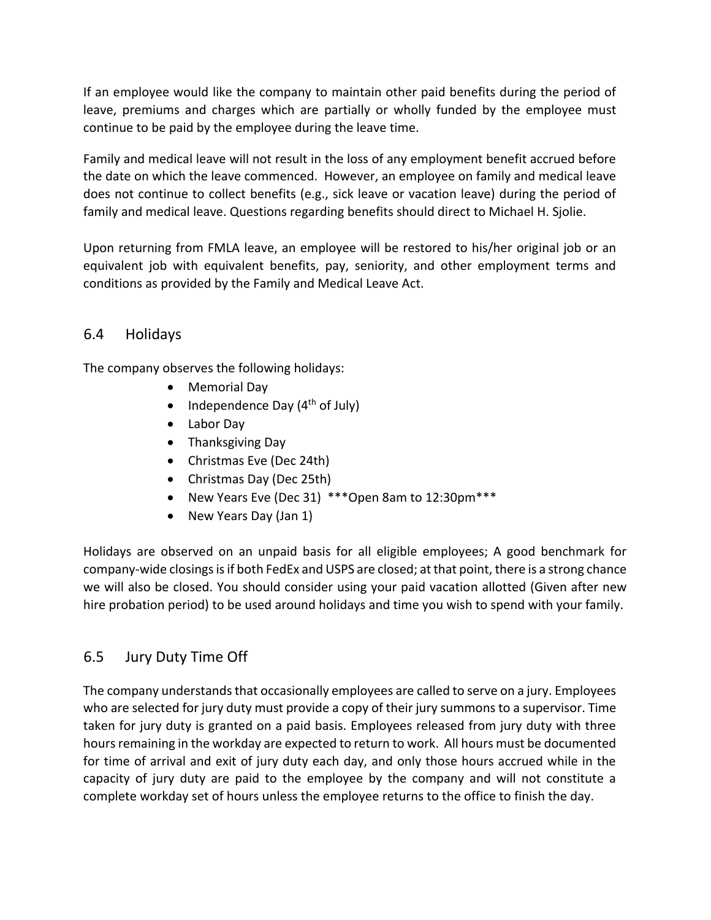If an employee would like the company to maintain other paid benefits during the period of leave, premiums and charges which are partially or wholly funded by the employee must continue to be paid by the employee during the leave time.

Family and medical leave will not result in the loss of any employment benefit accrued before the date on which the leave commenced. However, an employee on family and medical leave does not continue to collect benefits (e.g., sick leave or vacation leave) during the period of family and medical leave. Questions regarding benefits should direct to Michael H. Sjolie.

Upon returning from FMLA leave, an employee will be restored to his/her original job or an equivalent job with equivalent benefits, pay, seniority, and other employment terms and conditions as provided by the Family and Medical Leave Act.

## 6.4 Holidays

The company observes the following holidays:

- Memorial Day
- Independence Day (4th of July)
- Labor Day
- Thanksgiving Day
- Christmas Eve (Dec 24th)
- Christmas Day (Dec 25th)
- New Years Eve (Dec 31) ***Open 8am to 12:30pm***
- New Years Day (Jan 1)

Holidays are observed on an unpaid basis for all eligible employees; A good benchmark for company-wide closings is if both FedEx and USPS are closed; at that point, there is a strong chance we will also be closed. You should consider using your paid vacation allotted (Given after new hire probation period) to be used around holidays and time you wish to spend with your family.

## 6.5 Jury Duty Time Off

The company understands that occasionally employees are called to serve on a jury. Employees who are selected for jury duty must provide a copy of their jury summons to a supervisor. Time taken for jury duty is granted on a paid basis. Employees released from jury duty with three hours remaining in the workday are expected to return to work. All hours must be documented for time of arrival and exit of jury duty each day, and only those hours accrued while in the capacity of jury duty are paid to the employee by the company and will not constitute a complete workday set of hours unless the employee returns to the office to finish the day.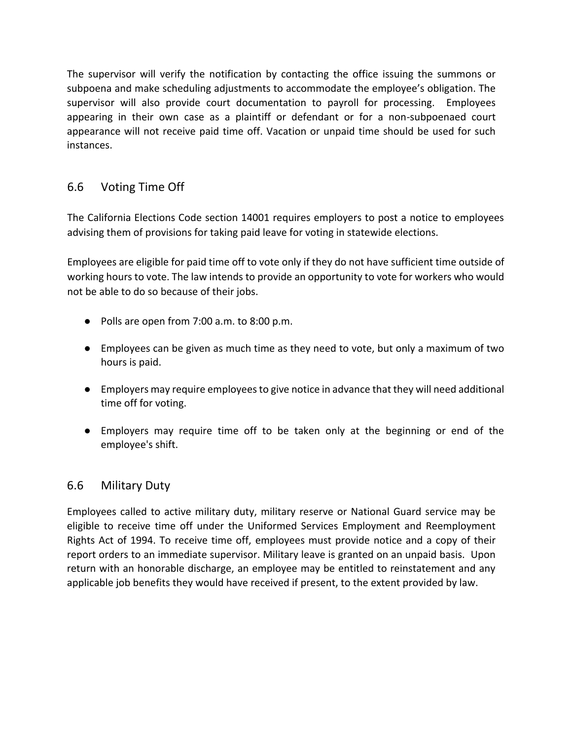The supervisor will verify the notification by contacting the office issuing the summons or subpoena and make scheduling adjustments to accommodate the employee's obligation. The supervisor will also provide court documentation to payroll for processing. Employees appearing in their own case as a plaintiff or defendant or for a non-subpoenaed court appearance will not receive paid time off. Vacation or unpaid time should be used for such instances.

## 6.6 Voting Time Off

The California Elections Code section 14001 requires employers to post a notice to employees advising them of provisions for taking paid leave for voting in statewide elections.

Employees are eligible for paid time off to vote only if they do not have sufficient time outside of working hours to vote. The law intends to provide an opportunity to vote for workers who would not be able to do so because of their jobs.

- Polls are open from 7:00 a.m. to 8:00 p.m.
- Employees can be given as much time as they need to vote, but only a maximum of two hours is paid.
- Employers may require employees to give notice in advance that they will need additional time off for voting.
- Employers may require time off to be taken only at the beginning or end of the employee's shift.

## 6.6 Military Duty

Employees called to active military duty, military reserve or National Guard service may be eligible to receive time off under the Uniformed Services Employment and Reemployment Rights Act of 1994. To receive time off, employees must provide notice and a copy of their report orders to an immediate supervisor. Military leave is granted on an unpaid basis. Upon return with an honorable discharge, an employee may be entitled to reinstatement and any applicable job benefits they would have received if present, to the extent provided by law.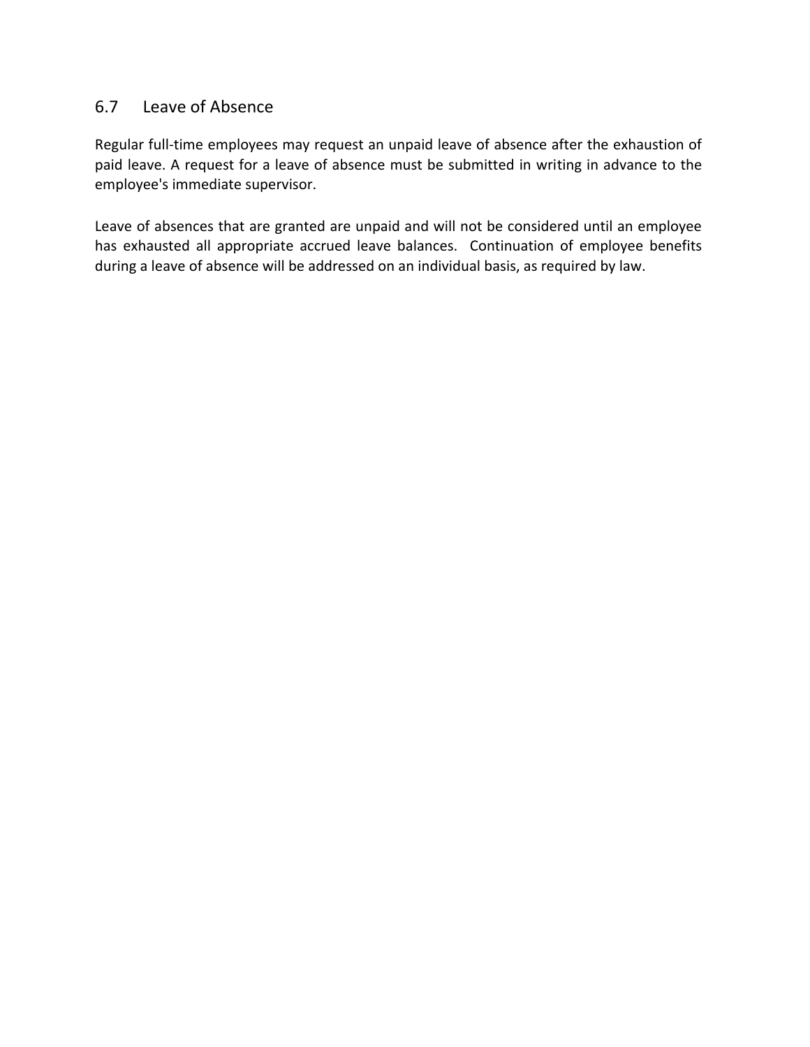## 6.7 Leave of Absence

Regular full-time employees may request an unpaid leave of absence after the exhaustion of paid leave. A request for a leave of absence must be submitted in writing in advance to the employee's immediate supervisor.

Leave of absences that are granted are unpaid and will not be considered until an employee has exhausted all appropriate accrued leave balances. Continuation of employee benefits during a leave of absence will be addressed on an individual basis, as required by law.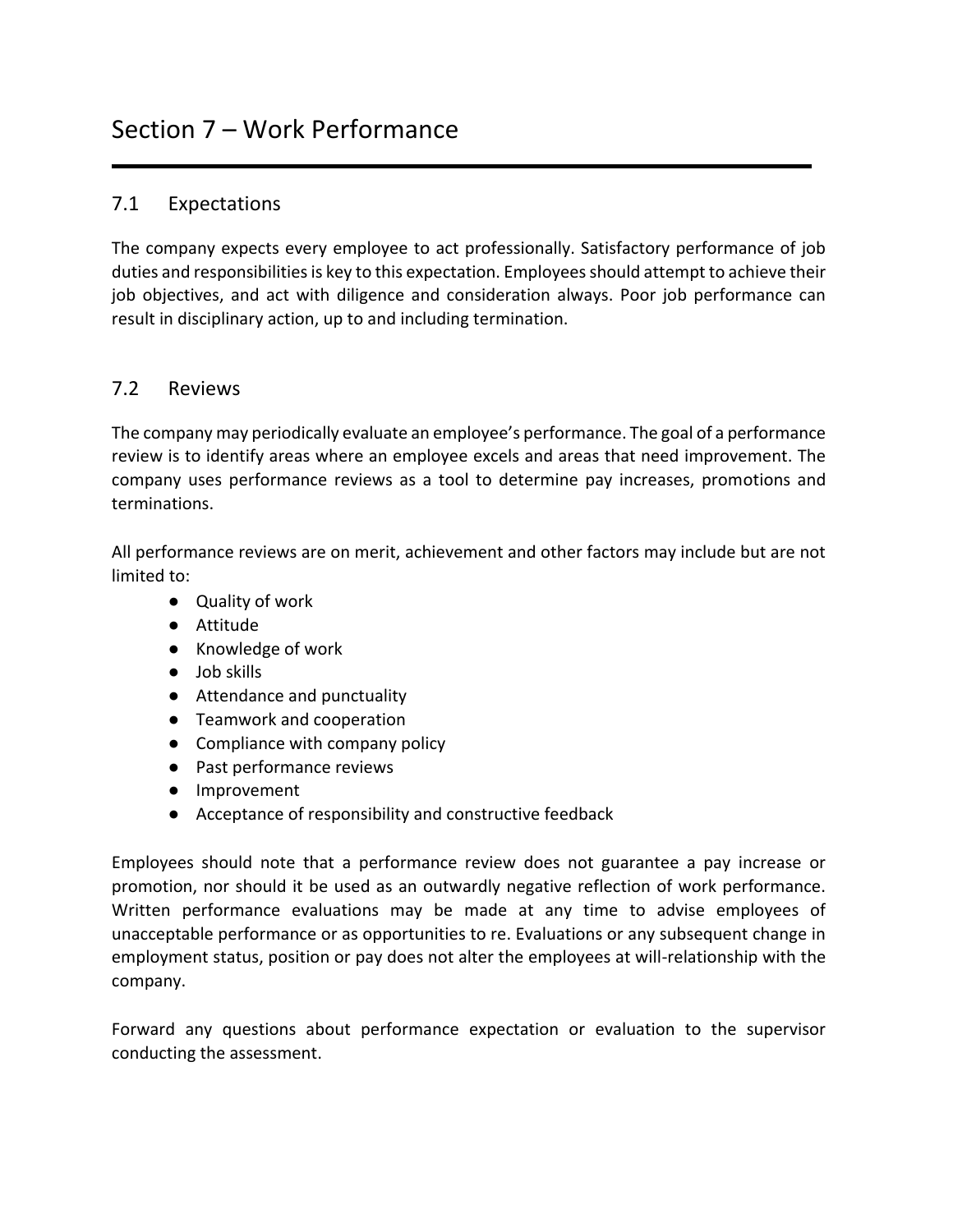# Section 7 – Work Performance

## 7.1 Expectations

The company expects every employee to act professionally. Satisfactory performance of job duties and responsibilities is key to this expectation. Employees should attempt to achieve their job objectives, and act with diligence and consideration always. Poor job performance can result in disciplinary action, up to and including termination.

## 7.2 Reviews

The company may periodically evaluate an employee's performance. The goal of a performance review is to identify areas where an employee excels and areas that need improvement. The company uses performance reviews as a tool to determine pay increases, promotions and terminations.

All performance reviews are on merit, achievement and other factors may include but are not limited to:

- Quality of work
- Attitude
- Knowledge of work
- Job skills
- Attendance and punctuality
- Teamwork and cooperation
- Compliance with company policy
- Past performance reviews
- Improvement
- Acceptance of responsibility and constructive feedback

Employees should note that a performance review does not guarantee a pay increase or promotion, nor should it be used as an outwardly negative reflection of work performance. Written performance evaluations may be made at any time to advise employees of unacceptable performance or as opportunities to re. Evaluations or any subsequent change in employment status, position or pay does not alter the employees at will-relationship with the company.

Forward any questions about performance expectation or evaluation to the supervisor conducting the assessment.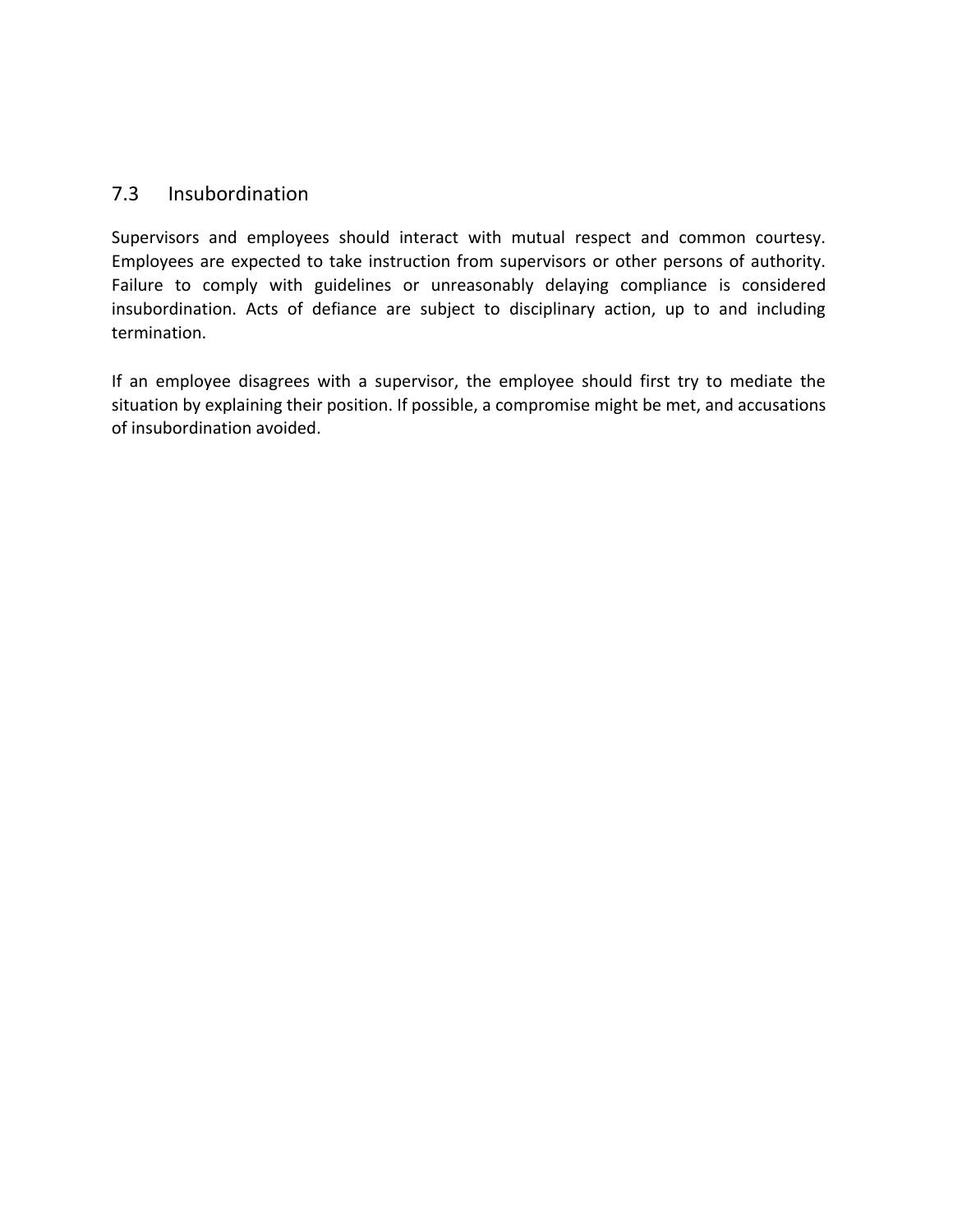## 7.3 Insubordination

Supervisors and employees should interact with mutual respect and common courtesy. Employees are expected to take instruction from supervisors or other persons of authority. Failure to comply with guidelines or unreasonably delaying compliance is considered insubordination. Acts of defiance are subject to disciplinary action, up to and including termination.

If an employee disagrees with a supervisor, the employee should first try to mediate the situation by explaining their position. If possible, a compromise might be met, and accusations of insubordination avoided.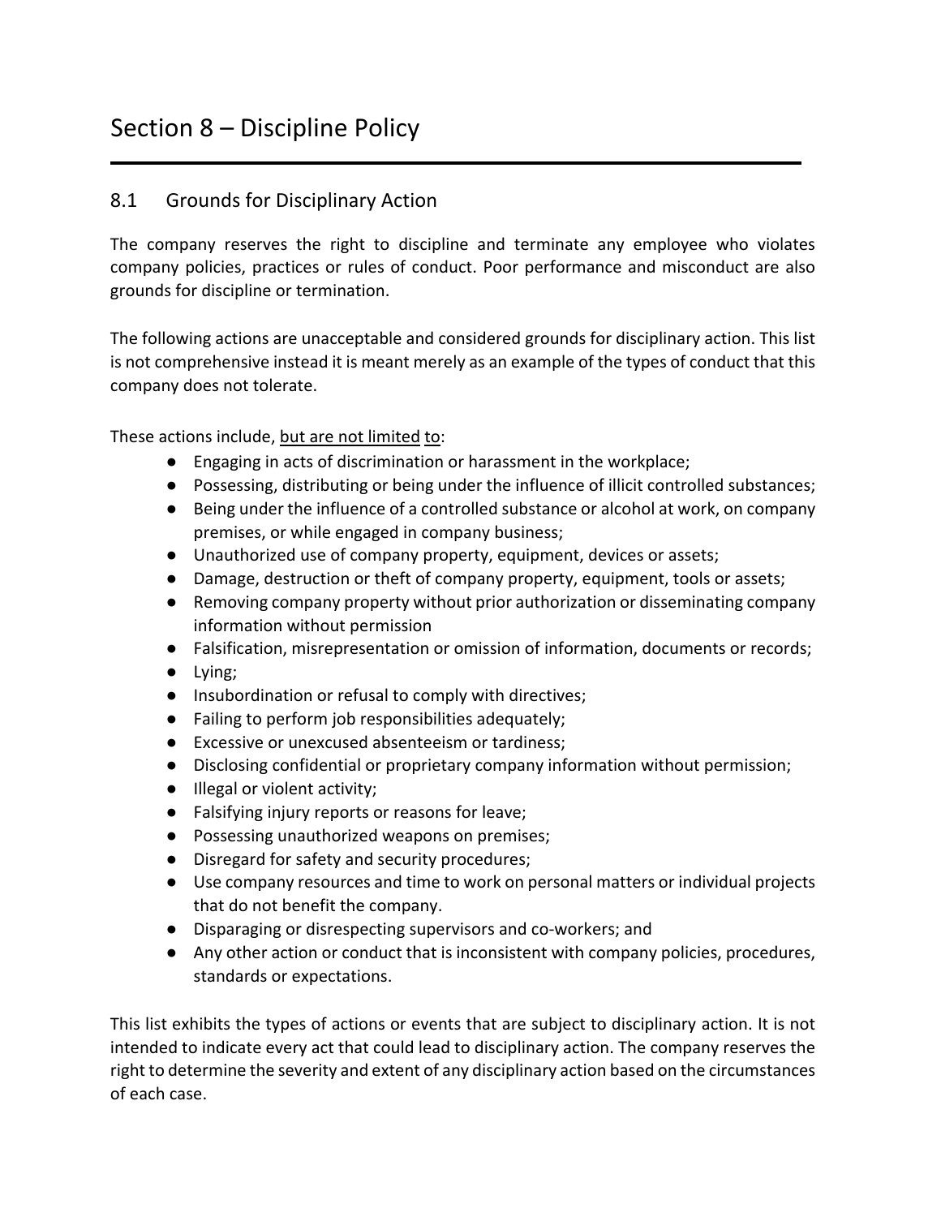# Section 8 – Discipline Policy

## 8.1 Grounds for Disciplinary Action

The company reserves the right to discipline and terminate any employee who violates company policies, practices or rules of conduct. Poor performance and misconduct are also grounds for discipline or termination.

The following actions are unacceptable and considered grounds for disciplinary action. This list is not comprehensive instead it is meant merely as an example of the types of conduct that this company does not tolerate.

These actions include, <u>but are not limited</u> <u>to</u>:

- Engaging in acts of discrimination or harassment in the workplace;
- Possessing, distributing or being under the influence of illicit controlled substances;
- Being under the influence of a controlled substance or alcohol at work, on company premises, or while engaged in company business;
- Unauthorized use of company property, equipment, devices or assets;
- Damage, destruction or theft of company property, equipment, tools or assets;
- Removing company property without prior authorization or disseminating company information without permission
- Falsification, misrepresentation or omission of information, documents or records;
- Lying;
- Insubordination or refusal to comply with directives;
- Failing to perform job responsibilities adequately;
- Excessive or unexcused absenteeism or tardiness;
- Disclosing confidential or proprietary company information without permission;
- Illegal or violent activity;
- Falsifying injury reports or reasons for leave;
- Possessing unauthorized weapons on premises;
- Disregard for safety and security procedures;
- Use company resources and time to work on personal matters or individual projects that do not benefit the company.
- Disparaging or disrespecting supervisors and co-workers; and
- Any other action or conduct that is inconsistent with company policies, procedures, standards or expectations.

This list exhibits the types of actions or events that are subject to disciplinary action. It is not intended to indicate every act that could lead to disciplinary action. The company reserves the right to determine the severity and extent of any disciplinary action based on the circumstances of each case.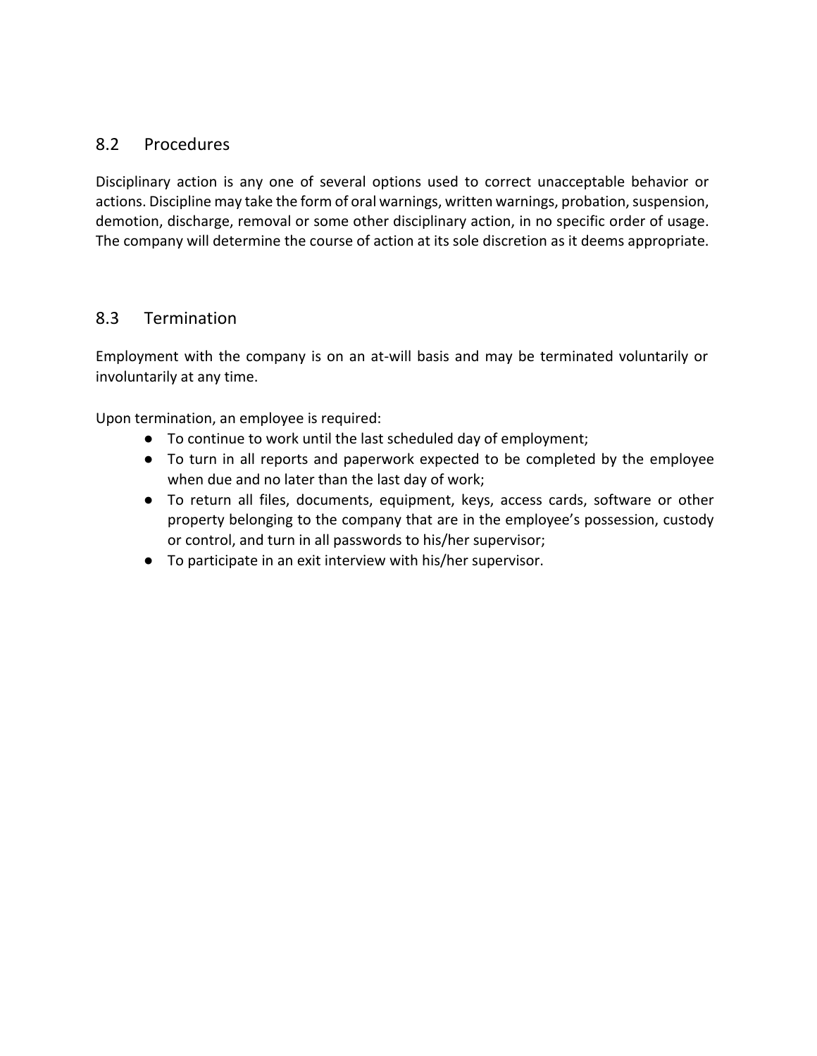## 8.2 Procedures

Disciplinary action is any one of several options used to correct unacceptable behavior or actions. Discipline may take the form of oral warnings, written warnings, probation, suspension, demotion, discharge, removal or some other disciplinary action, in no specific order of usage. The company will determine the course of action at its sole discretion as it deems appropriate.

## 8.3 Termination

Employment with the company is on an at-will basis and may be terminated voluntarily or involuntarily at any time.

Upon termination, an employee is required:

- To continue to work until the last scheduled day of employment;
- To turn in all reports and paperwork expected to be completed by the employee when due and no later than the last day of work;
- To return all files, documents, equipment, keys, access cards, software or other property belonging to the company that are in the employee's possession, custody or control, and turn in all passwords to his/her supervisor;
- To participate in an exit interview with his/her supervisor.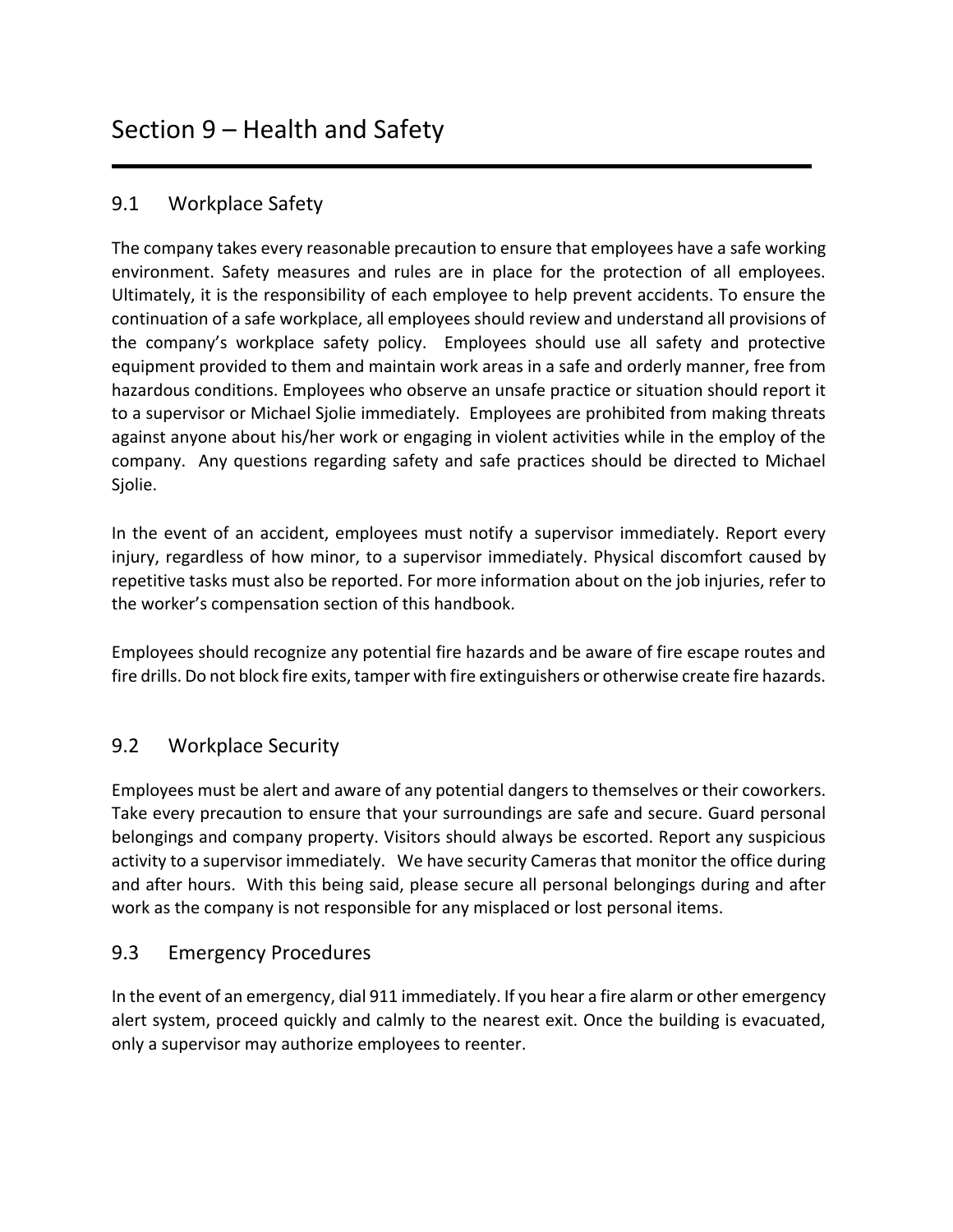# Section 9 – Health and Safety

## 9.1 Workplace Safety

The company takes every reasonable precaution to ensure that employees have a safe working environment. Safety measures and rules are in place for the protection of all employees. Ultimately, it is the responsibility of each employee to help prevent accidents. To ensure the continuation of a safe workplace, all employees should review and understand all provisions of the company's workplace safety policy. Employees should use all safety and protective equipment provided to them and maintain work areas in a safe and orderly manner, free from hazardous conditions. Employees who observe an unsafe practice or situation should report it to a supervisor or Michael Sjolie immediately. Employees are prohibited from making threats against anyone about his/her work or engaging in violent activities while in the employ of the company. Any questions regarding safety and safe practices should be directed to Michael Sjolie.

In the event of an accident, employees must notify a supervisor immediately. Report every injury, regardless of how minor, to a supervisor immediately. Physical discomfort caused by repetitive tasks must also be reported. For more information about on the job injuries, refer to the worker's compensation section of this handbook.

Employees should recognize any potential fire hazards and be aware of fire escape routes and fire drills. Do not block fire exits, tamper with fire extinguishers or otherwise create fire hazards.

## 9.2 Workplace Security

Employees must be alert and aware of any potential dangers to themselves or their coworkers. Take every precaution to ensure that your surroundings are safe and secure. Guard personal belongings and company property. Visitors should always be escorted. Report any suspicious activity to a supervisor immediately. We have security Cameras that monitor the office during and after hours. With this being said, please secure all personal belongings during and after work as the company is not responsible for any misplaced or lost personal items.

## 9.3 Emergency Procedures

In the event of an emergency, dial 911 immediately. If you hear a fire alarm or other emergency alert system, proceed quickly and calmly to the nearest exit. Once the building is evacuated, only a supervisor may authorize employees to reenter.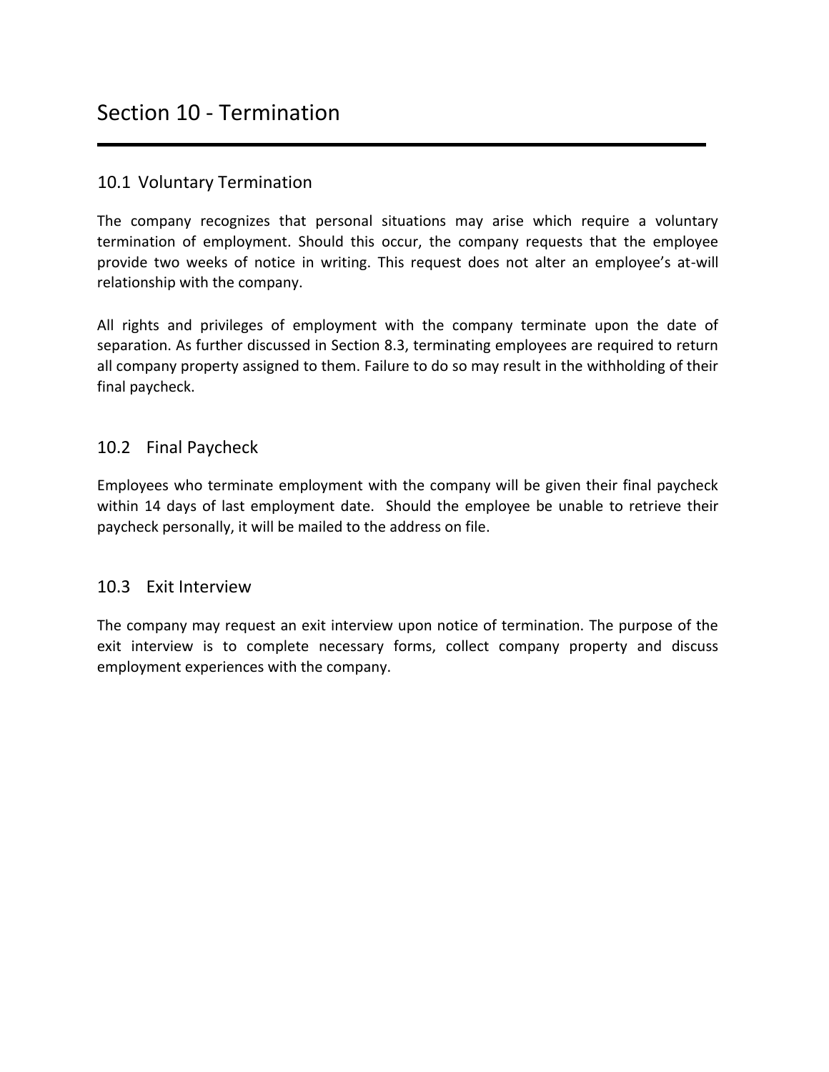# Section 10 - Termination

## 10.1 Voluntary Termination

The company recognizes that personal situations may arise which require a voluntary termination of employment. Should this occur, the company requests that the employee provide two weeks of notice in writing. This request does not alter an employee's at-will relationship with the company.

All rights and privileges of employment with the company terminate upon the date of separation. As further discussed in Section 8.3, terminating employees are required to return all company property assigned to them. Failure to do so may result in the withholding of their final paycheck.

## 10.2 Final Paycheck

Employees who terminate employment with the company will be given their final paycheck within 14 days of last employment date. Should the employee be unable to retrieve their paycheck personally, it will be mailed to the address on file.

## 10.3 Exit Interview

The company may request an exit interview upon notice of termination. The purpose of the exit interview is to complete necessary forms, collect company property and discuss employment experiences with the company.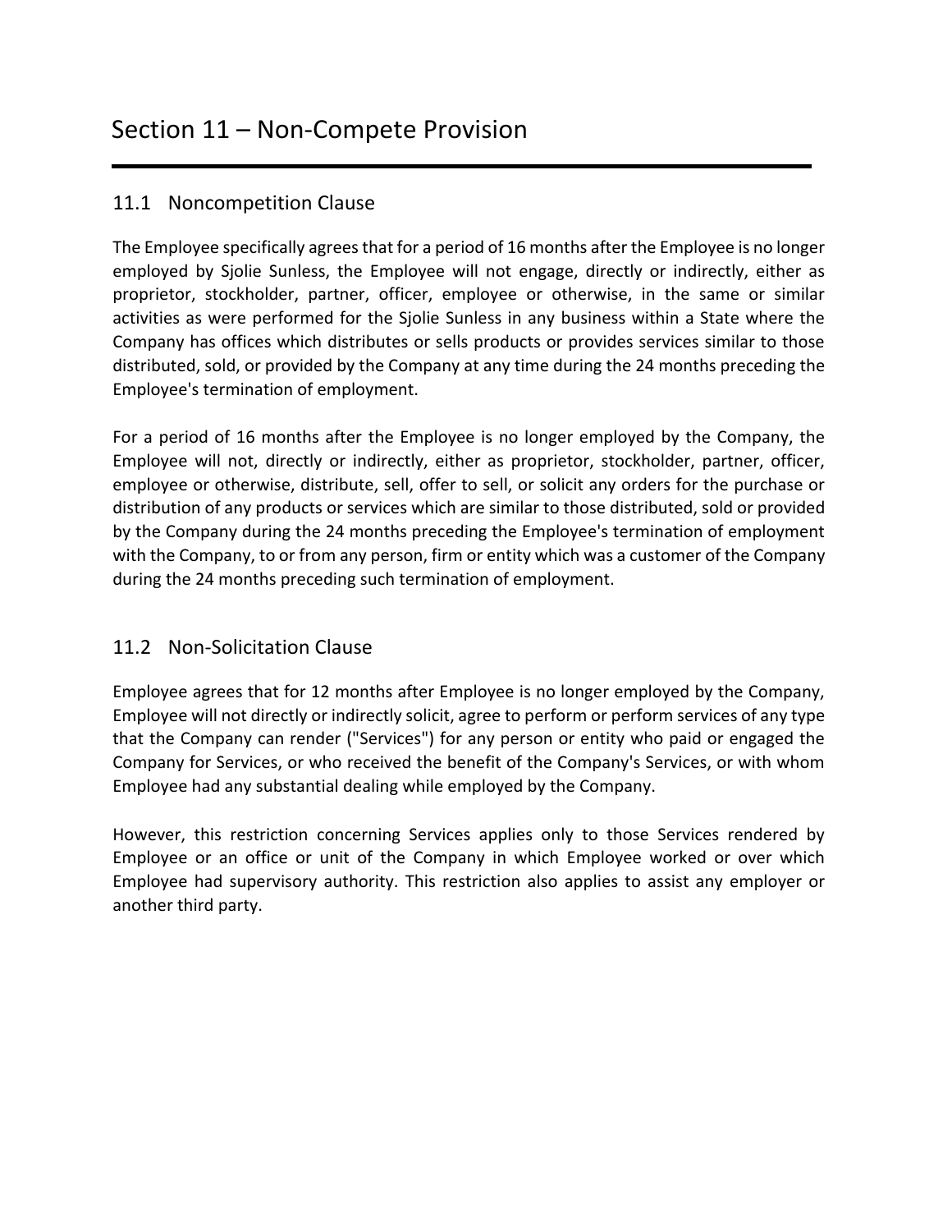# Section 11 – Non-Compete Provision

## 11.1 Noncompetition Clause

The Employee specifically agrees that for a period of 16 months after the Employee is no longer employed by Sjolie Sunless, the Employee will not engage, directly or indirectly, either as proprietor, stockholder, partner, officer, employee or otherwise, in the same or similar activities as were performed for the Sjolie Sunless in any business within a State where the Company has offices which distributes or sells products or provides services similar to those distributed, sold, or provided by the Company at any time during the 24 months preceding the Employee's termination of employment.

For a period of 16 months after the Employee is no longer employed by the Company, the Employee will not, directly or indirectly, either as proprietor, stockholder, partner, officer, employee or otherwise, distribute, sell, offer to sell, or solicit any orders for the purchase or distribution of any products or services which are similar to those distributed, sold or provided by the Company during the 24 months preceding the Employee's termination of employment with the Company, to or from any person, firm or entity which was a customer of the Company during the 24 months preceding such termination of employment.

## 11.2 Non-Solicitation Clause

Employee agrees that for 12 months after Employee is no longer employed by the Company, Employee will not directly or indirectly solicit, agree to perform or perform services of any type that the Company can render ("Services") for any person or entity who paid or engaged the Company for Services, or who received the benefit of the Company's Services, or with whom Employee had any substantial dealing while employed by the Company.

However, this restriction concerning Services applies only to those Services rendered by Employee or an office or unit of the Company in which Employee worked or over which Employee had supervisory authority. This restriction also applies to assist any employer or another third party.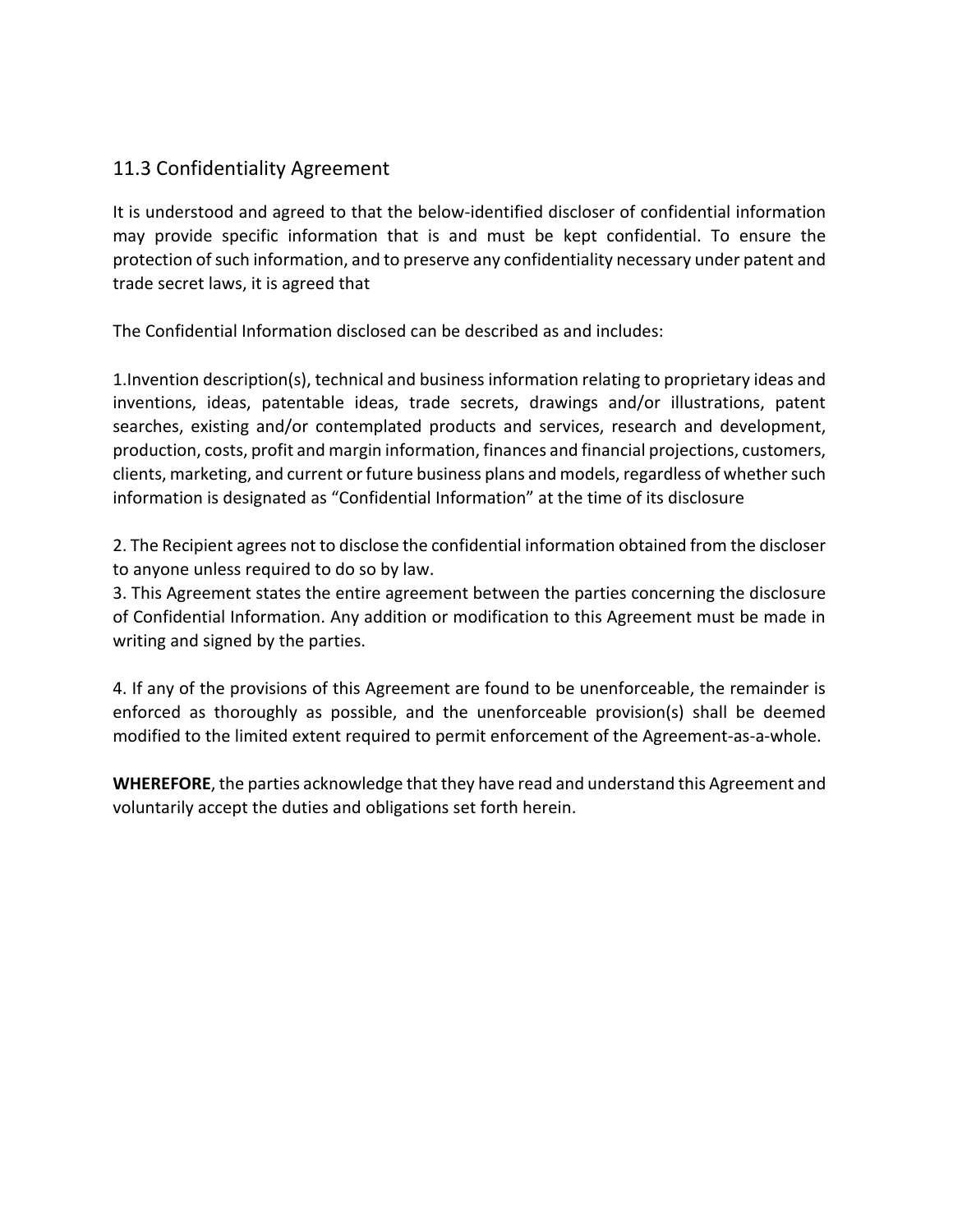## 11.3 Confidentiality Agreement

It is understood and agreed to that the below-identified discloser of confidential information may provide specific information that is and must be kept confidential. To ensure the protection of such information, and to preserve any confidentiality necessary under patent and trade secret laws, it is agreed that

The Confidential Information disclosed can be described as and includes:

1.Invention description(s), technical and business information relating to proprietary ideas and inventions, ideas, patentable ideas, trade secrets, drawings and/or illustrations, patent searches, existing and/or contemplated products and services, research and development, production, costs, profit and margin information, finances and financial projections, customers, clients, marketing, and current or future business plans and models, regardless of whether such information is designated as "Confidential Information" at the time of its disclosure

2. The Recipient agrees not to disclose the confidential information obtained from the discloser to anyone unless required to do so by law.
3. This Agreement states the entire agreement between the parties concerning the disclosure of Confidential Information. Any addition or modification to this Agreement must be made in writing and signed by the parties.

4. If any of the provisions of this Agreement are found to be unenforceable, the remainder is enforced as thoroughly as possible, and the unenforceable provision(s) shall be deemed modified to the limited extent required to permit enforcement of the Agreement-as-a-whole.

**WHEREFORE**, the parties acknowledge that they have read and understand this Agreement and voluntarily accept the duties and obligations set forth herein.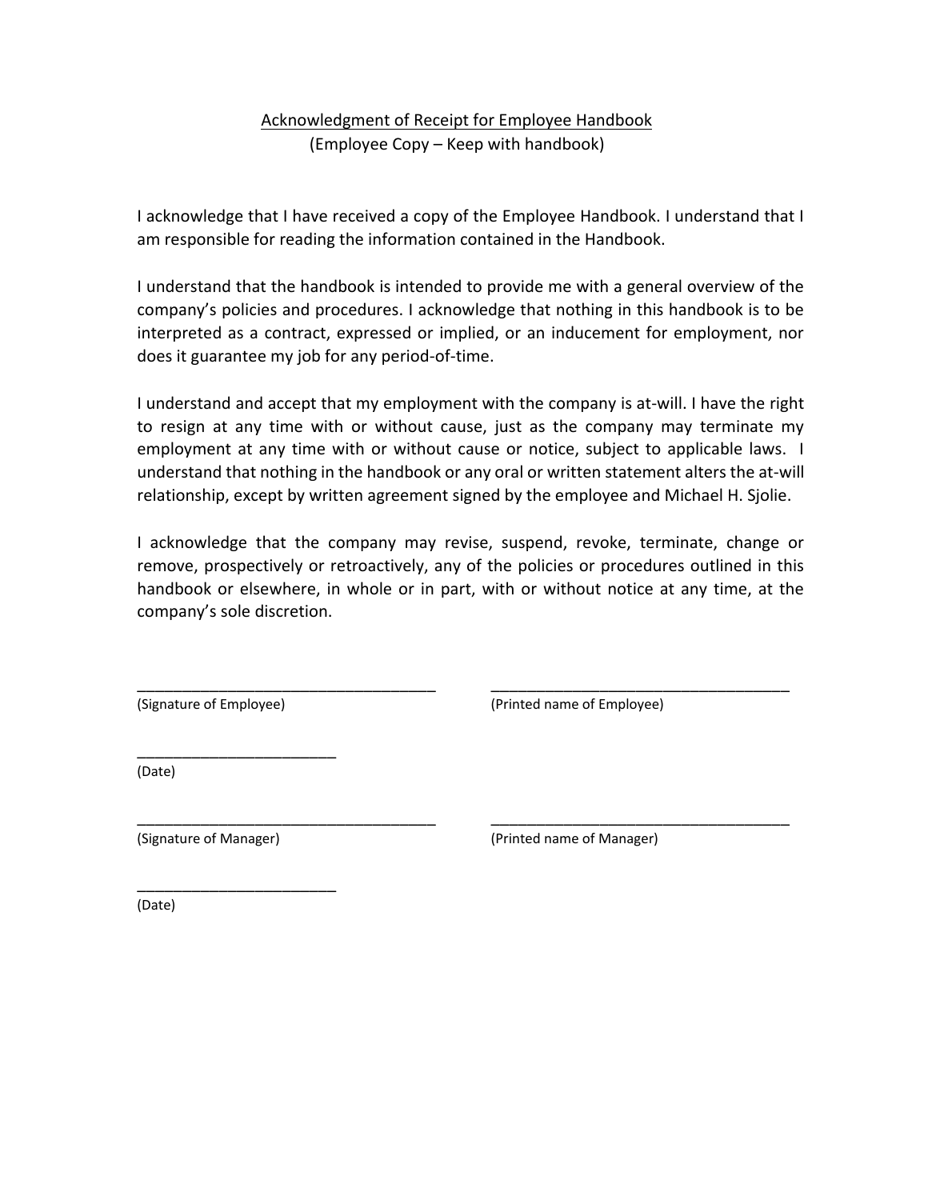<u>Acknowledgment of Receipt for Employee Handbook</u>

(Employee Copy – Keep with handbook)

I acknowledge that I have received a copy of the Employee Handbook. I understand that I am responsible for reading the information contained in the Handbook.

I understand that the handbook is intended to provide me with a general overview of the company's policies and procedures. I acknowledge that nothing in this handbook is to be interpreted as a contract, expressed or implied, or an inducement for employment, nor does it guarantee my job for any period-of-time.

I understand and accept that my employment with the company is at-will. I have the right to resign at any time with or without cause, just as the company may terminate my employment at any time with or without cause or notice, subject to applicable laws. I understand that nothing in the handbook or any oral or written statement alters the at-will relationship, except by written agreement signed by the employee and Michael H. Sjolie.

I acknowledge that the company may revise, suspend, revoke, terminate, change or remove, prospectively or retroactively, any of the policies or procedures outlined in this handbook or elsewhere, in whole or in part, with or without notice at any time, at the company's sole discretion.

___________________________________ ___________________________________
(Signature of Employee) (Printed name of Employee)

_______________________
(Date)

___________________________________ ___________________________________
(Signature of Manager) (Printed name of Manager)

_______________________
(Date)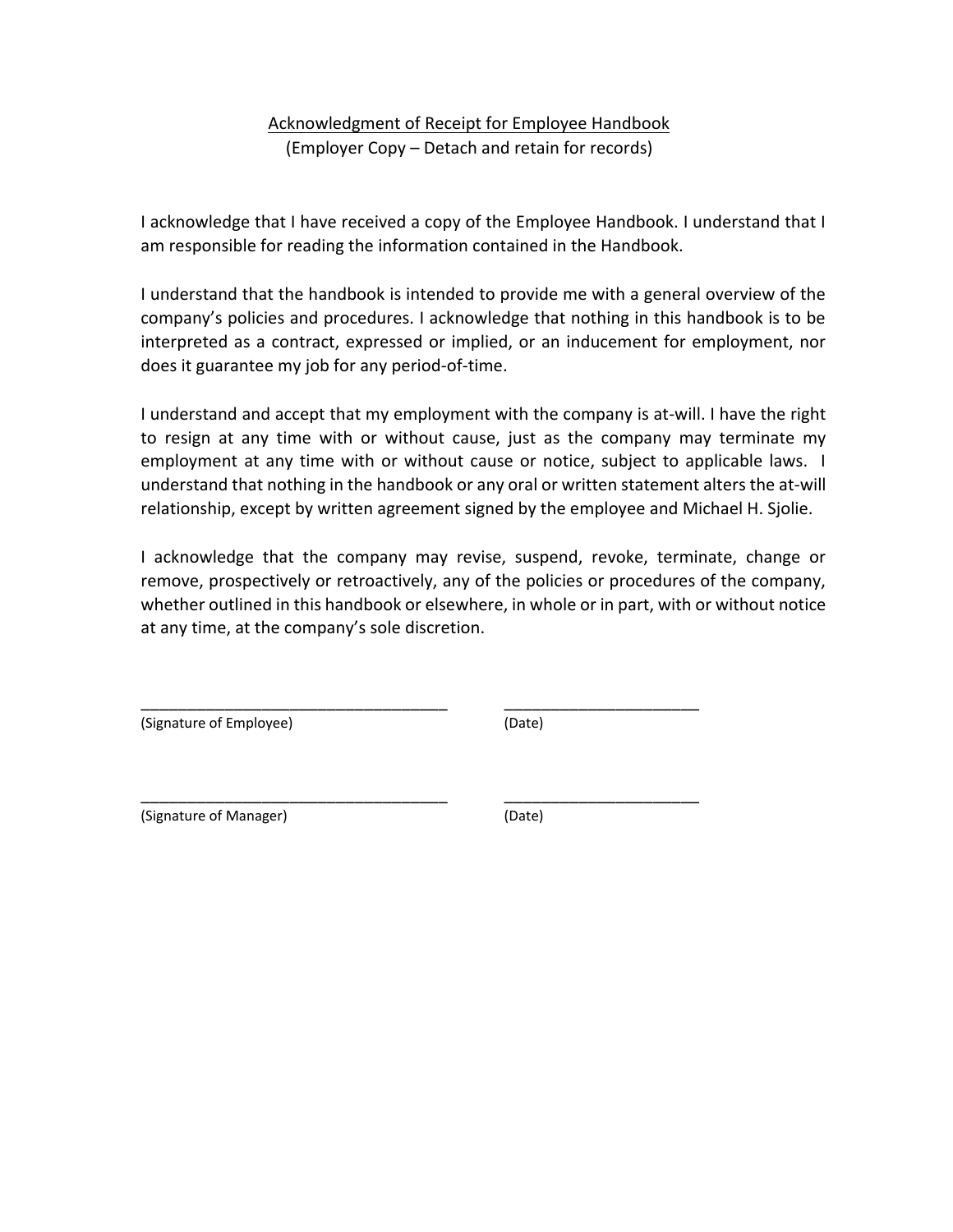<u>Acknowledgment of Receipt for Employee Handbook</u>

(Employer Copy – Detach and retain for records)

I acknowledge that I have received a copy of the Employee Handbook. I understand that I am responsible for reading the information contained in the Handbook.

I understand that the handbook is intended to provide me with a general overview of the company's policies and procedures. I acknowledge that nothing in this handbook is to be interpreted as a contract, expressed or implied, or an inducement for employment, nor does it guarantee my job for any period-of-time.

I understand and accept that my employment with the company is at-will. I have the right to resign at any time with or without cause, just as the company may terminate my employment at any time with or without cause or notice, subject to applicable laws. I understand that nothing in the handbook or any oral or written statement alters the at-will relationship, except by written agreement signed by the employee and Michael H. Sjolie.

I acknowledge that the company may revise, suspend, revoke, terminate, change or remove, prospectively or retroactively, any of the policies or procedures of the company, whether outlined in this handbook or elsewhere, in whole or in part, with or without notice at any time, at the company's sole discretion.

\_\_\_\_\_\_\_\_\_\_\_\_\_\_\_\_\_\_\_\_\_\_\_\_\_\_\_\_\_\_\_\_\_\_\_ \_\_\_\_\_\_\_\_\_\_\_\_\_\_\_\_\_\_\_\_\_\_

(Signature of Employee) (Date)

\_\_\_\_\_\_\_\_\_\_\_\_\_\_\_\_\_\_\_\_\_\_\_\_\_\_\_\_\_\_\_\_\_\_\_ \_\_\_\_\_\_\_\_\_\_\_\_\_\_\_\_\_\_\_\_\_\_

(Signature of Manager) (Date)